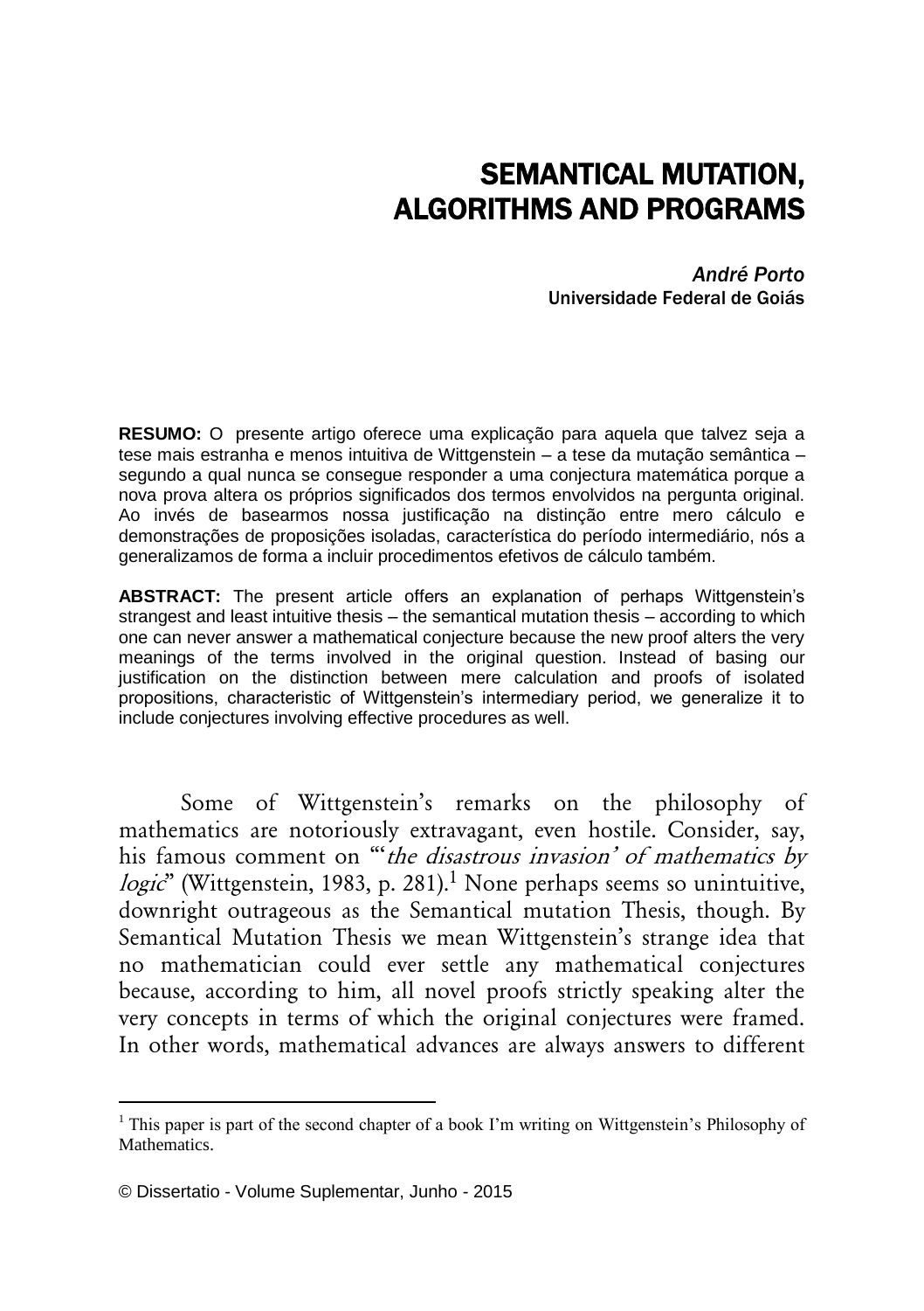# SEMANTICAL MUTATION, ALGORITHMS AND PROGRAMS

***André Porto***
**Universidade Federal de Goiás**

**RESUMO:** O presente artigo oferece uma explicação para aquela que talvez seja a tese mais estranha e menos intuitiva de Wittgenstein – a tese da mutação semântica – segundo a qual nunca se consegue responder a uma conjectura matemática porque a nova prova altera os próprios significados dos termos envolvidos na pergunta original. Ao invés de basearmos nossa justificação na distinção entre mero cálculo e demonstrações de proposições isoladas, característica do período intermediário, nós a generalizamos de forma a incluir procedimentos efetivos de cálculo também.

**ABSTRACT:** The present article offers an explanation of perhaps Wittgenstein's strangest and least intuitive thesis – the semantical mutation thesis – according to which one can never answer a mathematical conjecture because the new proof alters the very meanings of the terms involved in the original question. Instead of basing our justification on the distinction between mere calculation and proofs of isolated propositions, characteristic of Wittgenstein's intermediary period, we generalize it to include conjectures involving effective procedures as well.

Some of Wittgenstein's remarks on the philosophy of mathematics are notoriously extravagant, even hostile. Consider, say, his famous comment on "'*the disastrous invasion' of mathematics by logic*" (Wittgenstein, 1983, p. 281).[1] None perhaps seems so unintuitive, downright outrageous as the Semantical mutation Thesis, though. By Semantical Mutation Thesis we mean Wittgenstein's strange idea that no mathematician could ever settle any mathematical conjectures because, according to him, all novel proofs strictly speaking alter the very concepts in terms of which the original conjectures were framed. In other words, mathematical advances are always answers to different

[1] This paper is part of the second chapter of a book I'm writing on Wittgenstein's Philosophy of Mathematics.

© Dissertatio - Volume Suplementar, Junho - 2015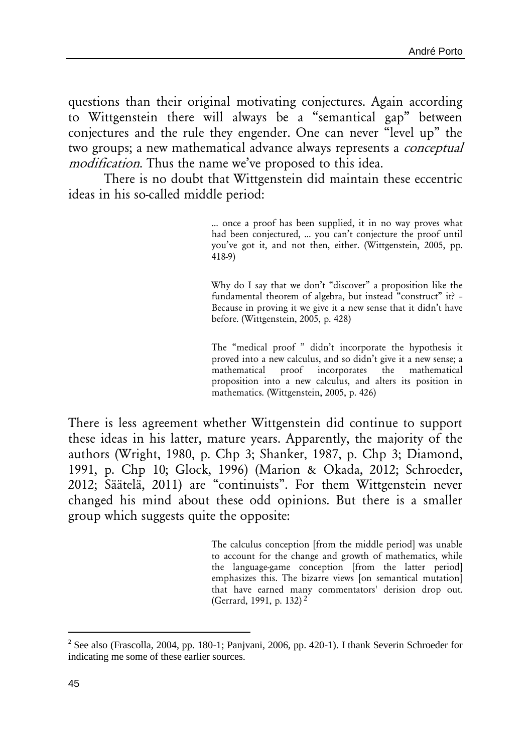questions than their original motivating conjectures. Again according to Wittgenstein there will always be a "semantical gap" between conjectures and the rule they engender. One can never "level up" the two groups; a new mathematical advance always represents a *conceptual modification*. Thus the name we've proposed to this idea.

There is no doubt that Wittgenstein did maintain these eccentric ideas in his so-called middle period:

> ... once a proof has been supplied, it in no way proves what had been conjectured, ... you can't conjecture the proof until you've got it, and not then, either. (Wittgenstein, 2005, pp. 418-9)

> Why do I say that we don't "discover" a proposition like the fundamental theorem of algebra, but instead "construct" it? – Because in proving it we give it a new sense that it didn't have before. (Wittgenstein, 2005, p. 428)

> The "medical proof " didn't incorporate the hypothesis it proved into a new calculus, and so didn't give it a new sense; a mathematical proof incorporates the mathematical proposition into a new calculus, and alters its position in mathematics. (Wittgenstein, 2005, p. 426)

There is less agreement whether Wittgenstein did continue to support these ideas in his latter, mature years. Apparently, the majority of the authors (Wright, 1980, p. Chp 3; Shanker, 1987, p. Chp 3; Diamond, 1991, p. Chp 10; Glock, 1996) (Marion & Okada, 2012; Schroeder, 2012; Säätelä, 2011) are "continuists". For them Wittgenstein never changed his mind about these odd opinions. But there is a smaller group which suggests quite the opposite:

> The calculus conception [from the middle period] was unable to account for the change and growth of mathematics, while the language-game conception [from the latter period] emphasizes this. The bizarre views [on semantical mutation] that have earned many commentators' derision drop out. (Gerrard, 1991, p. 132) [2]

[2] See also (Frascolla, 2004, pp. 180-1; Panjvani, 2006, pp. 420-1). I thank Severin Schroeder for indicating me some of these earlier sources.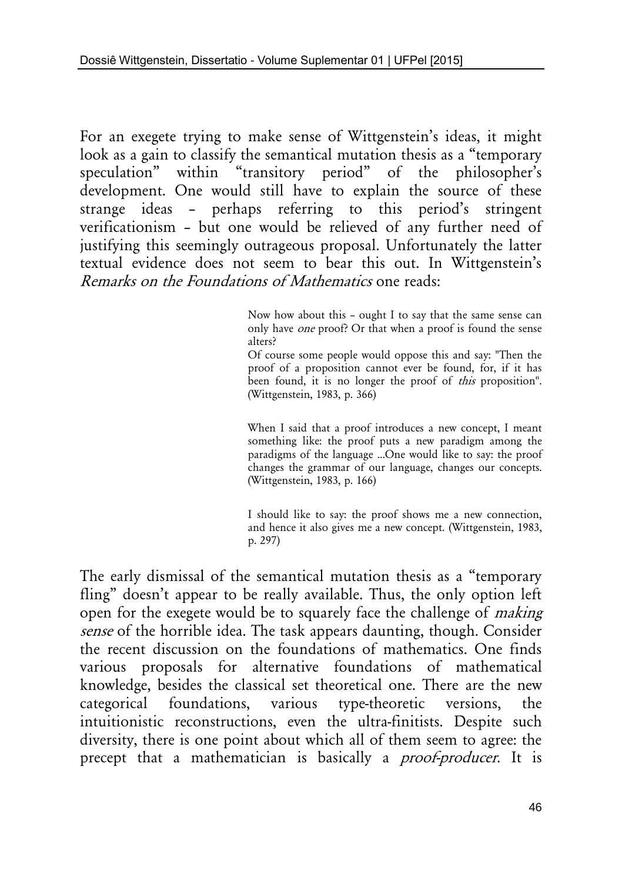For an exegete trying to make sense of Wittgenstein's ideas, it might look as a gain to classify the semantical mutation thesis as a "temporary speculation" within "transitory period" of the philosopher's development. One would still have to explain the source of these strange ideas – perhaps referring to this period's stringent verificationism – but one would be relieved of any further need of justifying this seemingly outrageous proposal. Unfortunately the latter textual evidence does not seem to bear this out. In Wittgenstein's *Remarks on the Foundations of Mathematics* one reads:

> Now how about this – ought I to say that the same sense can only have *one* proof? Or that when a proof is found the sense alters?
> Of course some people would oppose this and say: "Then the proof of a proposition cannot ever be found, for, if it has been found, it is no longer the proof of *this* proposition". (Wittgenstein, 1983, p. 366)

> When I said that a proof introduces a new concept, I meant something like: the proof puts a new paradigm among the paradigms of the language ...One would like to say: the proof changes the grammar of our language, changes our concepts. (Wittgenstein, 1983, p. 166)

> I should like to say: the proof shows me a new connection, and hence it also gives me a new concept. (Wittgenstein, 1983, p. 297)

The early dismissal of the semantical mutation thesis as a "temporary fling" doesn't appear to be really available. Thus, the only option left open for the exegete would be to squarely face the challenge of *making sense* of the horrible idea. The task appears daunting, though. Consider the recent discussion on the foundations of mathematics. One finds various proposals for alternative foundations of mathematical knowledge, besides the classical set theoretical one. There are the new categorical foundations, various type-theoretic versions, the intuitionistic reconstructions, even the ultra-finitists. Despite such diversity, there is one point about which all of them seem to agree: the precept that a mathematician is basically a *proof-producer*. It is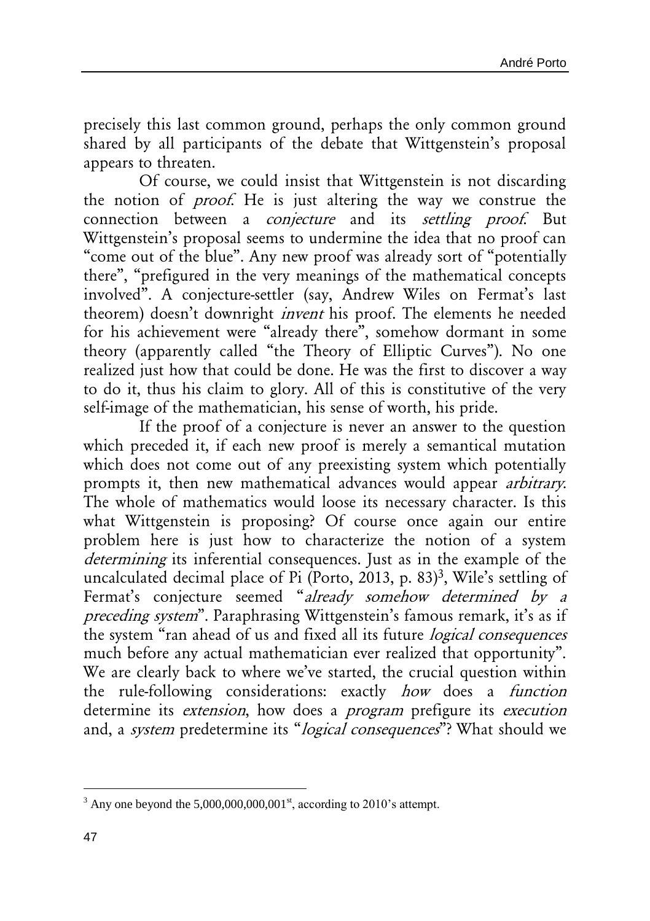precisely this last common ground, perhaps the only common ground shared by all participants of the debate that Wittgenstein's proposal appears to threaten.

Of course, we could insist that Wittgenstein is not discarding the notion of *proof*. He is just altering the way we construe the connection between a *conjecture* and its *settling proof*. But Wittgenstein's proposal seems to undermine the idea that no proof can "come out of the blue". Any new proof was already sort of "potentially there", "prefigured in the very meanings of the mathematical concepts involved". A conjecture-settler (say, Andrew Wiles on Fermat's last theorem) doesn't downright *invent* his proof. The elements he needed for his achievement were "already there", somehow dormant in some theory (apparently called "the Theory of Elliptic Curves"). No one realized just how that could be done. He was the first to discover a way to do it, thus his claim to glory. All of this is constitutive of the very self-image of the mathematician, his sense of worth, his pride.

If the proof of a conjecture is never an answer to the question which preceded it, if each new proof is merely a semantical mutation which does not come out of any preexisting system which potentially prompts it, then new mathematical advances would appear *arbitrary*. The whole of mathematics would loose its necessary character. Is this what Wittgenstein is proposing? Of course once again our entire problem here is just how to characterize the notion of a system *determining* its inferential consequences. Just as in the example of the uncalculated decimal place of Pi (Porto, 2013, p. 83)[3], Wile's settling of Fermat's conjecture seemed "*already somehow determined by a preceding system*". Paraphrasing Wittgenstein's famous remark, it's as if the system "ran ahead of us and fixed all its future *logical consequences* much before any actual mathematician ever realized that opportunity". We are clearly back to where we've started, the crucial question within the rule-following considerations: exactly *how* does a *function* determine its *extension*, how does a *program* prefigure its *execution* and, a *system* predetermine its "*logical consequences*"? What should we

---

[3] Any one beyond the 5,000,000,000,001st, according to 2010's attempt.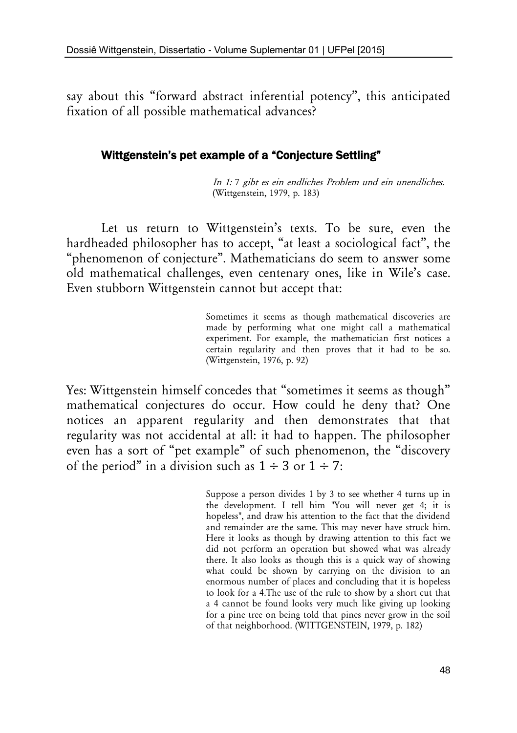say about this "forward abstract inferential potency", this anticipated fixation of all possible mathematical advances?

### Wittgenstein's pet example of a "Conjecture Settling"

> *In 1: 7 gibt es ein endliches Problem und ein unendliches.* (Wittgenstein, 1979, p. 183)

Let us return to Wittgenstein's texts. To be sure, even the hardheaded philosopher has to accept, "at least a sociological fact", the "phenomenon of conjecture". Mathematicians do seem to answer some old mathematical challenges, even centenary ones, like in Wile's case. Even stubborn Wittgenstein cannot but accept that:

> Sometimes it seems as though mathematical discoveries are made by performing what one might call a mathematical experiment. For example, the mathematician first notices a certain regularity and then proves that it had to be so. (Wittgenstein, 1976, p. 92)

Yes: Wittgenstein himself concedes that "sometimes it seems as though" mathematical conjectures do occur. How could he deny that? One notices an apparent regularity and then demonstrates that that regularity was not accidental at all: it had to happen. The philosopher even has a sort of "pet example" of such phenomenon, the "discovery of the period" in a division such as $1 \div 3$ or $1 \div 7$:

> Suppose a person divides 1 by 3 to see whether 4 turns up in the development. I tell him "You will never get 4; it is hopeless", and draw his attention to the fact that the dividend and remainder are the same. This may never have struck him. Here it looks as though by drawing attention to this fact we did not perform an operation but showed what was already there. It also looks as though this is a quick way of showing what could be shown by carrying on the division to an enormous number of places and concluding that it is hopeless to look for a 4.The use of the rule to show by a short cut that a 4 cannot be found looks very much like giving up looking for a pine tree on being told that pines never grow in the soil of that neighborhood. (WITTGENSTEIN, 1979, p. 182)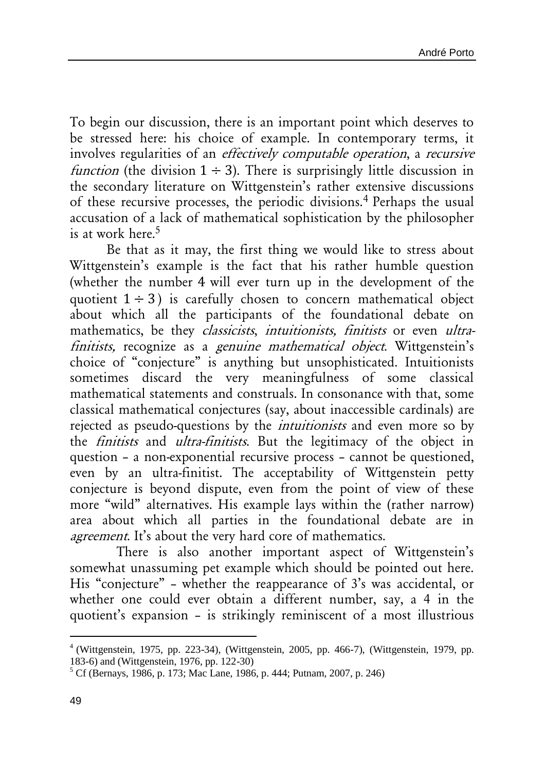To begin our discussion, there is an important point which deserves to be stressed here: his choice of example. In contemporary terms, it involves regularities of an *effectively computable operation*, a *recursive function* (the division $1 \div 3$). There is surprisingly little discussion in the secondary literature on Wittgenstein's rather extensive discussions of these recursive processes, the periodic divisions.[4] Perhaps the usual accusation of a lack of mathematical sophistication by the philosopher is at work here.[5]

Be that as it may, the first thing we would like to stress about Wittgenstein's example is the fact that his rather humble question (whether the number 4 will ever turn up in the development of the quotient $1 \div 3$) is carefully chosen to concern mathematical object about which all the participants of the foundational debate on mathematics, be they *classicists*, *intuitionists, finitists* or even *ultra-finitists,* recognize as a *genuine mathematical object*. Wittgenstein's choice of "conjecture" is anything but unsophisticated. Intuitionists sometimes discard the very meaningfulness of some classical mathematical statements and construals. In consonance with that, some classical mathematical conjectures (say, about inaccessible cardinals) are rejected as pseudo-questions by the *intuitionists* and even more so by the *finitists* and *ultra-finitists*. But the legitimacy of the object in question – a non-exponential recursive process – cannot be questioned, even by an ultra-finitist. The acceptability of Wittgenstein petty conjecture is beyond dispute, even from the point of view of these more "wild" alternatives. His example lays within the (rather narrow) area about which all parties in the foundational debate are in *agreement*. It's about the very hard core of mathematics.

There is also another important aspect of Wittgenstein's somewhat unassuming pet example which should be pointed out here. His "conjecture" – whether the reappearance of 3's was accidental, or whether one could ever obtain a different number, say, a 4 in the quotient's expansion – is strikingly reminiscent of a most illustrious

[4] (Wittgenstein, 1975, pp. 223-34), (Wittgenstein, 2005, pp. 466-7), (Wittgenstein, 1979, pp. 183-6) and (Wittgenstein, 1976, pp. 122-30)

[5] Cf (Bernays, 1986, p. 173; Mac Lane, 1986, p. 444; Putnam, 2007, p. 246)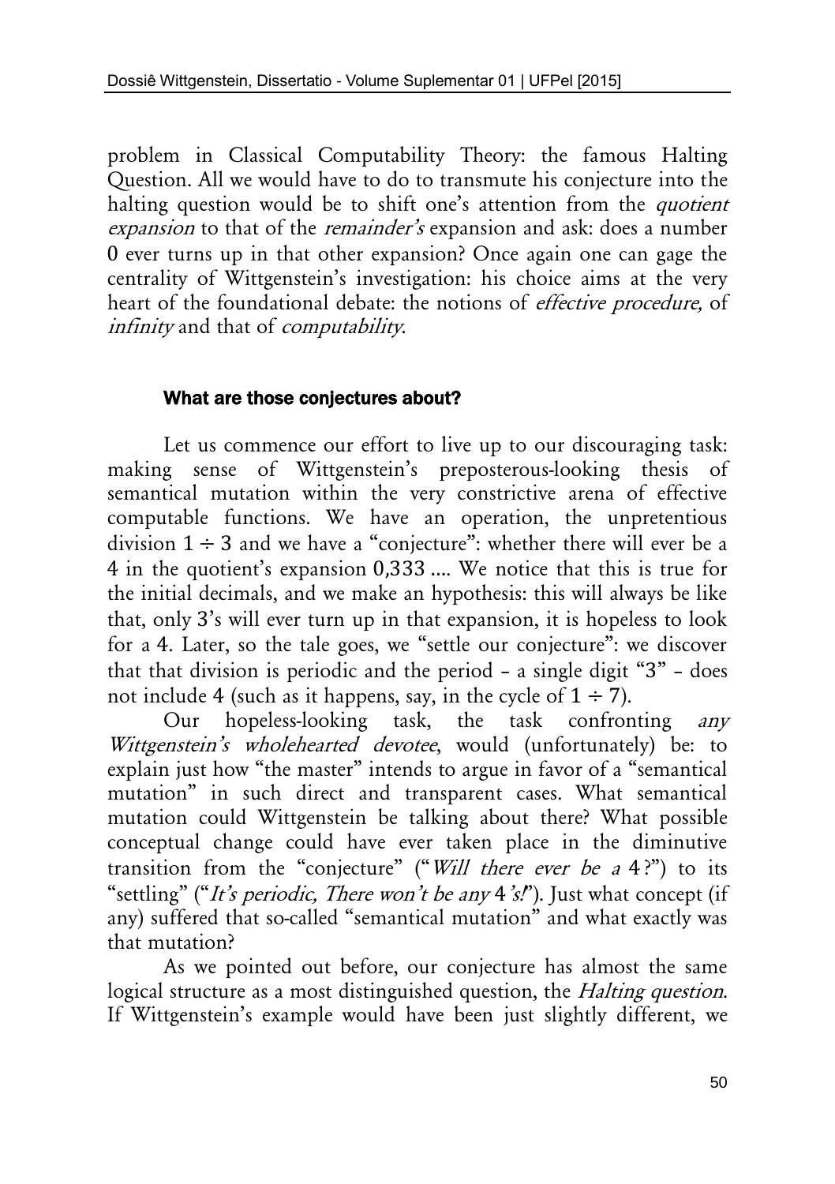problem in Classical Computability Theory: the famous Halting Question. All we would have to do to transmute his conjecture into the halting question would be to shift one's attention from the *quotient expansion* to that of the *remainder's* expansion and ask: does a number 0 ever turns up in that other expansion? Once again one can gage the centrality of Wittgenstein's investigation: his choice aims at the very heart of the foundational debate: the notions of *effective procedure,* of *infinity* and that of *computability*.

### What are those conjectures about?

Let us commence our effort to live up to our discouraging task: making sense of Wittgenstein's preposterous-looking thesis of semantical mutation within the very constrictive arena of effective computable functions. We have an operation, the unpretentious division $1 \div 3$ and we have a "conjecture": whether there will ever be a 4 in the quotient's expansion 0,333 .... We notice that this is true for the initial decimals, and we make an hypothesis: this will always be like that, only 3's will ever turn up in that expansion, it is hopeless to look for a 4. Later, so the tale goes, we "settle our conjecture": we discover that that division is periodic and the period – a single digit "3" – does not include 4 (such as it happens, say, in the cycle of $1 \div 7$).

Our hopeless-looking task, the task confronting *any Wittgenstein's wholehearted devotee*, would (unfortunately) be: to explain just how "the master" intends to argue in favor of a "semantical mutation" in such direct and transparent cases. What semantical mutation could Wittgenstein be talking about there? What possible conceptual change could have ever taken place in the diminutive transition from the "conjecture" ("*Will there ever be a* 4?") to its "settling" ("*It's periodic, There won't be any* 4*'s!*"). Just what concept (if any) suffered that so-called "semantical mutation" and what exactly was that mutation?

As we pointed out before, our conjecture has almost the same logical structure as a most distinguished question, the *Halting question*. If Wittgenstein's example would have been just slightly different, we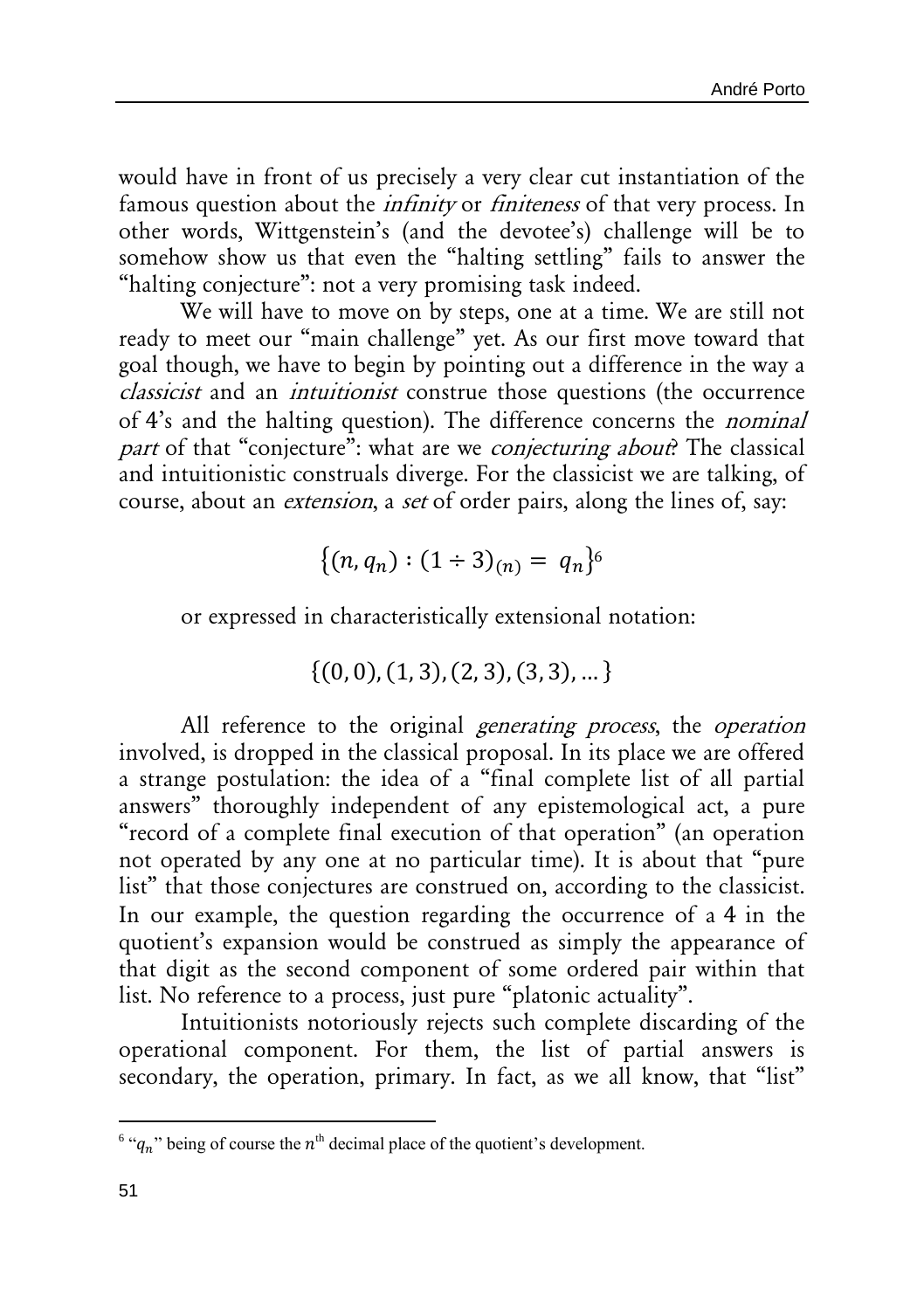would have in front of us precisely a very clear cut instantiation of the famous question about the *infinity* or *finiteness* of that very process. In other words, Wittgenstein's (and the devotee's) challenge will be to somehow show us that even the "halting settling" fails to answer the "halting conjecture": not a very promising task indeed.

We will have to move on by steps, one at a time. We are still not ready to meet our "main challenge" yet. As our first move toward that goal though, we have to begin by pointing out a difference in the way a *classicist* and an *intuitionist* construe those questions (the occurrence of 4's and the halting question). The difference concerns the *nominal part* of that "conjecture": what are we *conjecturing about*? The classical and intuitionistic construals diverge. For the classicist we are talking, of course, about an *extension*, a *set* of order pairs, along the lines of, say:

$$\{(n, q_n) : (1 \div 3)_{(n)} = q_n\}$$[6]

or expressed in characteristically extensional notation:

$$\{(0,0), (1,3), (2,3), (3,3), \ldots\}$$

All reference to the original *generating process*, the *operation* involved, is dropped in the classical proposal. In its place we are offered a strange postulation: the idea of a "final complete list of all partial answers" thoroughly independent of any epistemological act, a pure "record of a complete final execution of that operation" (an operation not operated by any one at no particular time). It is about that "pure list" that those conjectures are construed on, according to the classicist. In our example, the question regarding the occurrence of a 4 in the quotient's expansion would be construed as simply the appearance of that digit as the second component of some ordered pair within that list. No reference to a process, just pure "platonic actuality".

Intuitionists notoriously rejects such complete discarding of the operational component. For them, the list of partial answers is secondary, the operation, primary. In fact, as we all know, that "list"

---

[6] "$q_n$" being of course the $n^{\text{th}}$ decimal place of the quotient's development.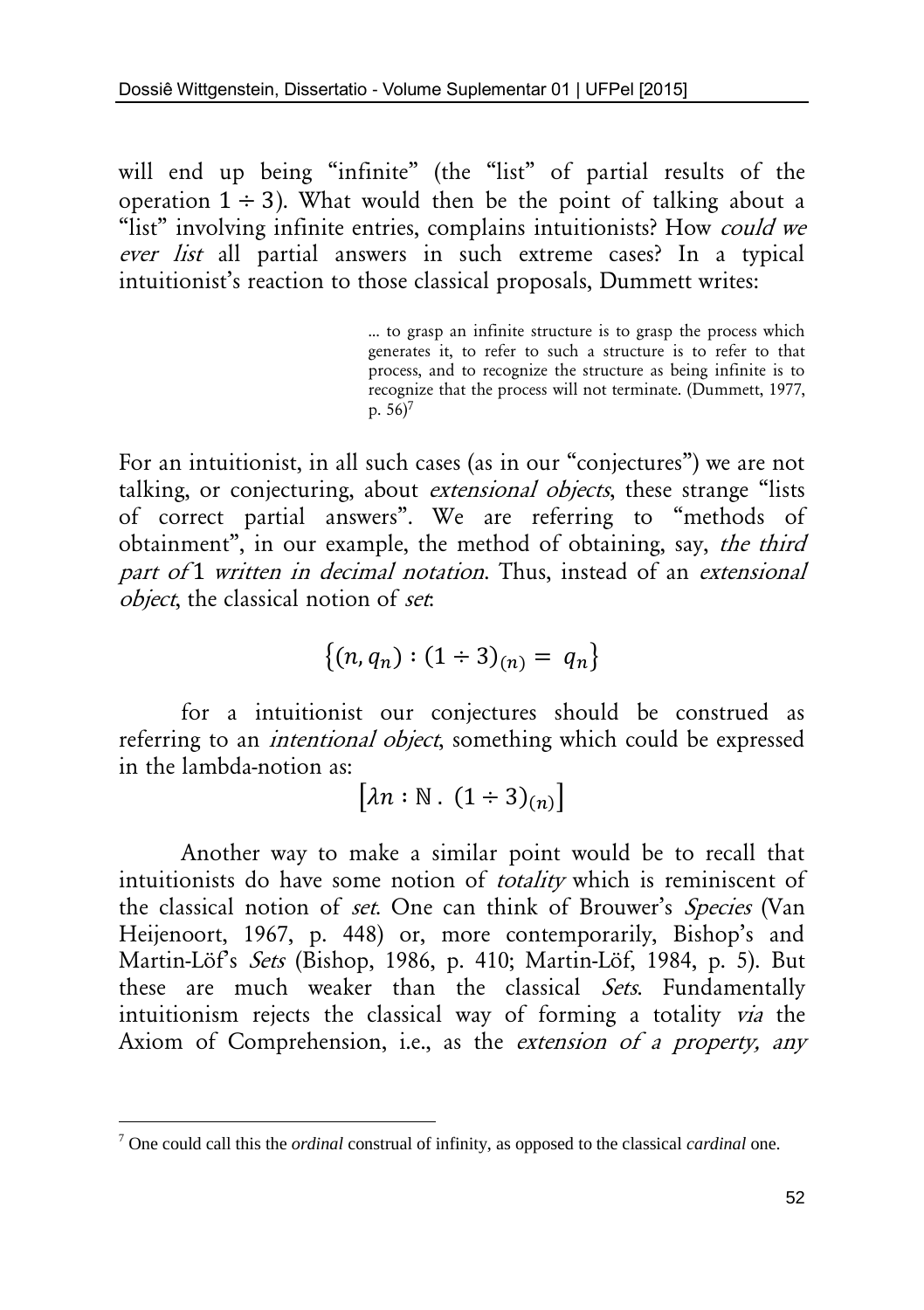will end up being "infinite" (the "list" of partial results of the operation $1 \div 3$). What would then be the point of talking about a "list" involving infinite entries, complains intuitionists? How *could we ever list* all partial answers in such extreme cases? In a typical intuitionist's reaction to those classical proposals, Dummett writes:

> ... to grasp an infinite structure is to grasp the process which generates it, to refer to such a structure is to refer to that process, and to recognize the structure as being infinite is to recognize that the process will not terminate. (Dummett, 1977, p. 56)[7]

For an intuitionist, in all such cases (as in our "conjectures") we are not talking, or conjecturing, about *extensional objects*, these strange "lists of correct partial answers". We are referring to "methods of obtainment", in our example, the method of obtaining, say, *the third part of* 1 *written in decimal notation*. Thus, instead of an *extensional object*, the classical notion of *set*:

$$\{(n, q_n) : (1 \div 3)_{(n)} = q_n\}$$

for a intuitionist our conjectures should be construed as referring to an *intentional object*, something which could be expressed in the lambda-notion as:

$$[\lambda n : \mathbb{N} \,.\, (1 \div 3)_{(n)}]$$

Another way to make a similar point would be to recall that intuitionists do have some notion of *totality* which is reminiscent of the classical notion of *set*. One can think of Brouwer's *Species* (Van Heijenoort, 1967, p. 448) or, more contemporarily, Bishop's and Martin-Löf's *Sets* (Bishop, 1986, p. 410; Martin-Löf, 1984, p. 5). But these are much weaker than the classical *Sets*. Fundamentally intuitionism rejects the classical way of forming a totality *via* the Axiom of Comprehension, i.e., as the *extension of a property, any*

[7] One could call this the *ordinal* construal of infinity, as opposed to the classical *cardinal* one.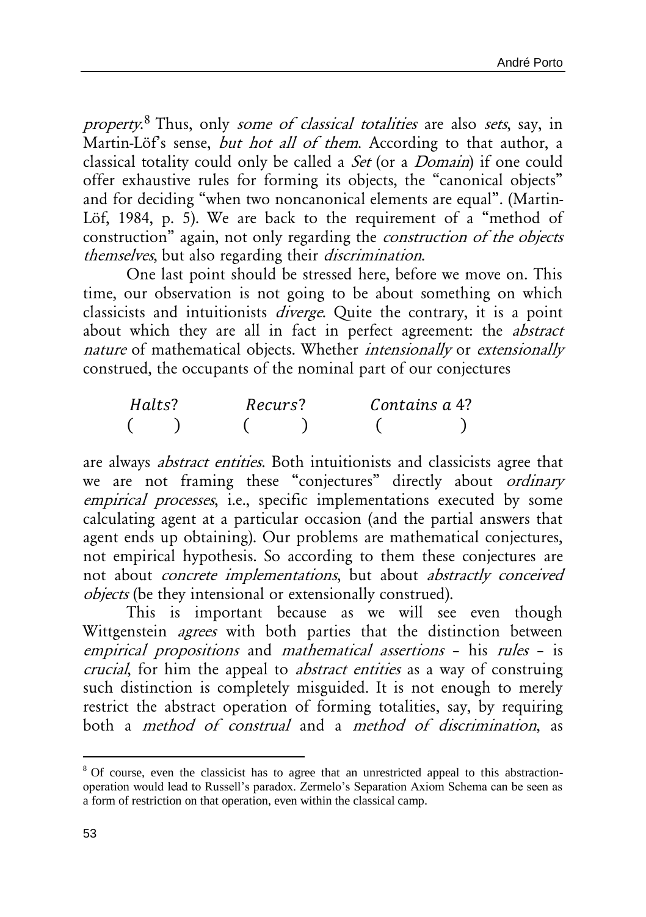*property*.[8] Thus, only *some of classical totalities* are also *sets*, say, in Martin-Löf's sense, *but hot all of them*. According to that author, a classical totality could only be called a *Set* (or a *Domain*) if one could offer exhaustive rules for forming its objects, the "canonical objects" and for deciding "when two noncanonical elements are equal". (Martin-Löf, 1984, p. 5). We are back to the requirement of a "method of construction" again, not only regarding the *construction of the objects themselves*, but also regarding their *discrimination*.

One last point should be stressed here, before we move on. This time, our observation is not going to be about something on which classicists and intuitionists *diverge*. Quite the contrary, it is a point about which they are all in fact in perfect agreement: the *abstract nature* of mathematical objects. Whether *intensionally* or *extensionally* construed, the occupants of the nominal part of our conjectures

$$\underset{(\quad)}{Halts?} \qquad \underset{(\qquad)}{Recurs?} \qquad \underset{(\qquad\quad)}{Contains\ a\ 4?}$$

are always *abstract entities*. Both intuitionists and classicists agree that we are not framing these "conjectures" directly about *ordinary empirical processes*, i.e., specific implementations executed by some calculating agent at a particular occasion (and the partial answers that agent ends up obtaining). Our problems are mathematical conjectures, not empirical hypothesis. So according to them these conjectures are not about *concrete implementations*, but about *abstractly conceived objects* (be they intensional or extensionally construed).

This is important because as we will see even though Wittgenstein *agrees* with both parties that the distinction between *empirical propositions* and *mathematical assertions* – his *rules* – is *crucial*, for him the appeal to *abstract entities* as a way of construing such distinction is completely misguided. It is not enough to merely restrict the abstract operation of forming totalities, say, by requiring both a *method of construal* and a *method of discrimination*, as

[8] Of course, even the classicist has to agree that an unrestricted appeal to this abstraction-operation would lead to Russell's paradox. Zermelo's Separation Axiom Schema can be seen as a form of restriction on that operation, even within the classical camp.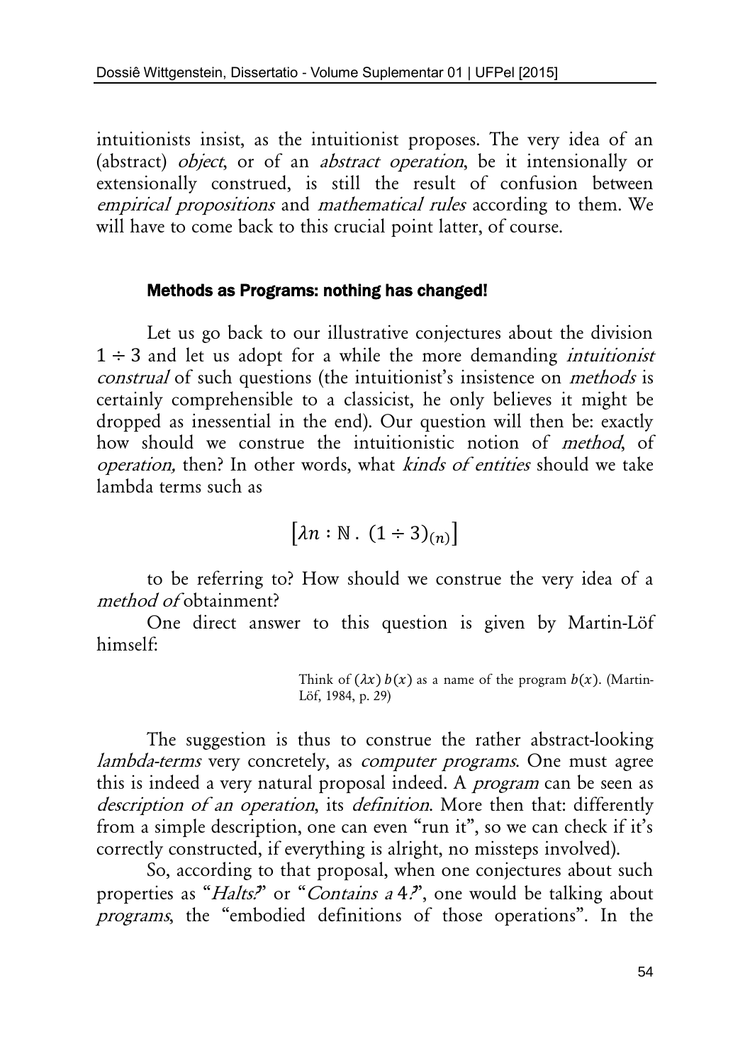intuitionists insist, as the intuitionist proposes. The very idea of an (abstract) *object*, or of an *abstract operation*, be it intensionally or extensionally construed, is still the result of confusion between *empirical propositions* and *mathematical rules* according to them. We will have to come back to this crucial point latter, of course.

### Methods as Programs: nothing has changed!

Let us go back to our illustrative conjectures about the division $1 \div 3$ and let us adopt for a while the more demanding *intuitionist construal* of such questions (the intuitionist's insistence on *methods* is certainly comprehensible to a classicist, he only believes it might be dropped as inessential in the end). Our question will then be: exactly how should we construe the intuitionistic notion of *method*, of *operation,* then? In other words, what *kinds of entities* should we take lambda terms such as

$$\left[\lambda n : \mathbb{N}\,.\ (1 \div 3)_{(n)}\right]$$

to be referring to? How should we construe the very idea of a *method of* obtainment?

One direct answer to this question is given by Martin-Löf himself:

> Think of $(\lambda x)\, b(x)$ as a name of the program $b(x)$. (Martin-Löf, 1984, p. 29)

The suggestion is thus to construe the rather abstract-looking *lambda-terms* very concretely, as *computer programs*. One must agree this is indeed a very natural proposal indeed. A *program* can be seen as *description of an operation*, its *definition*. More then that: differently from a simple description, one can even "run it", so we can check if it's correctly constructed, if everything is alright, no missteps involved).

So, according to that proposal, when one conjectures about such properties as "*Halts?*" or "*Contains a* 4*?*", one would be talking about *programs*, the "embodied definitions of those operations". In the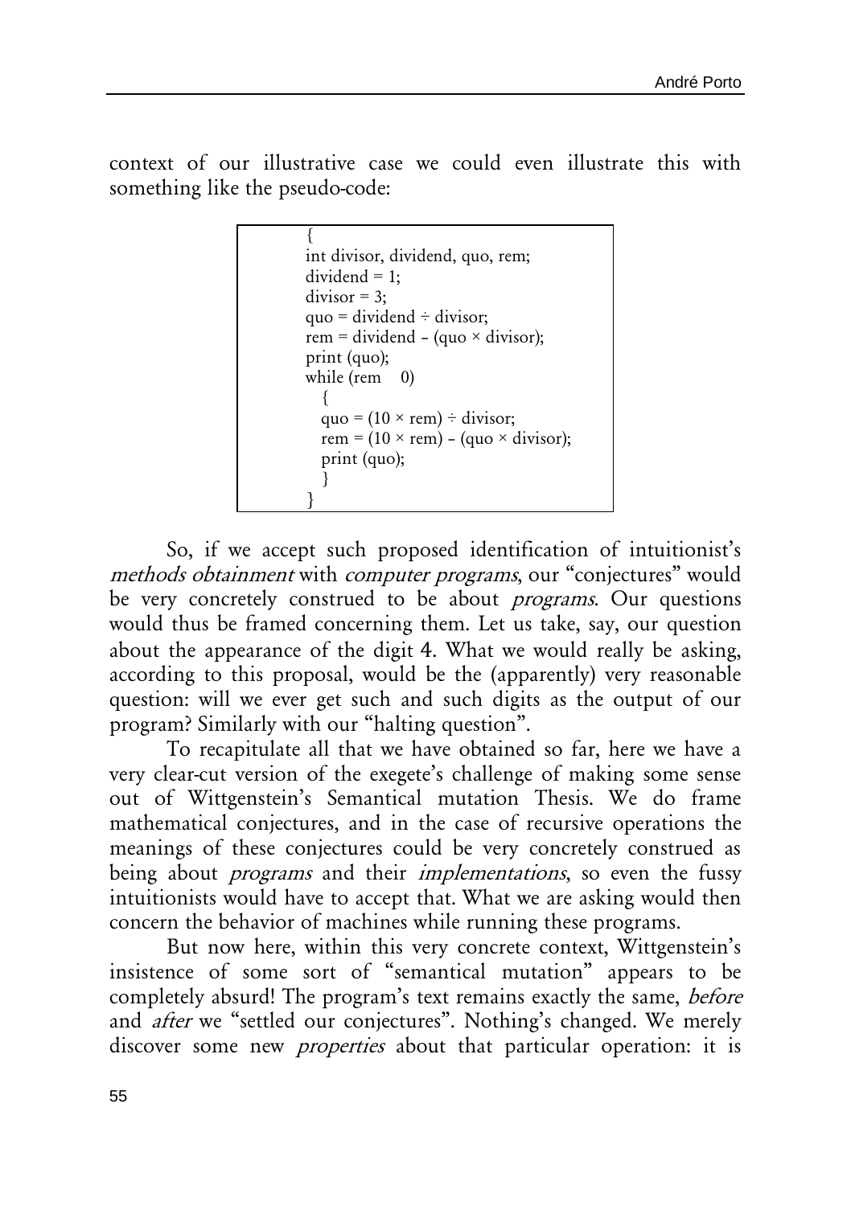context of our illustrative case we could even illustrate this with something like the pseudo-code:

```
{
int divisor, dividend, quo, rem;
dividend = 1;
divisor = 3;
quo = dividend ÷ divisor;
rem = dividend – (quo × divisor);
print (quo);
while (rem    0)
  {
  quo = (10 × rem) ÷ divisor;
  rem = (10 × rem) – (quo × divisor);
  print (quo);
  }
}
```

So, if we accept such proposed identification of intuitionist's *methods obtainment* with *computer programs*, our "conjectures" would be very concretely construed to be about *programs*. Our questions would thus be framed concerning them. Let us take, say, our question about the appearance of the digit 4. What we would really be asking, according to this proposal, would be the (apparently) very reasonable question: will we ever get such and such digits as the output of our program? Similarly with our "halting question".

To recapitulate all that we have obtained so far, here we have a very clear-cut version of the exegete's challenge of making some sense out of Wittgenstein's Semantical mutation Thesis. We do frame mathematical conjectures, and in the case of recursive operations the meanings of these conjectures could be very concretely construed as being about *programs* and their *implementations*, so even the fussy intuitionists would have to accept that. What we are asking would then concern the behavior of machines while running these programs.

But now here, within this very concrete context, Wittgenstein's insistence of some sort of "semantical mutation" appears to be completely absurd! The program's text remains exactly the same, *before* and *after* we "settled our conjectures". Nothing's changed. We merely discover some new *properties* about that particular operation: it is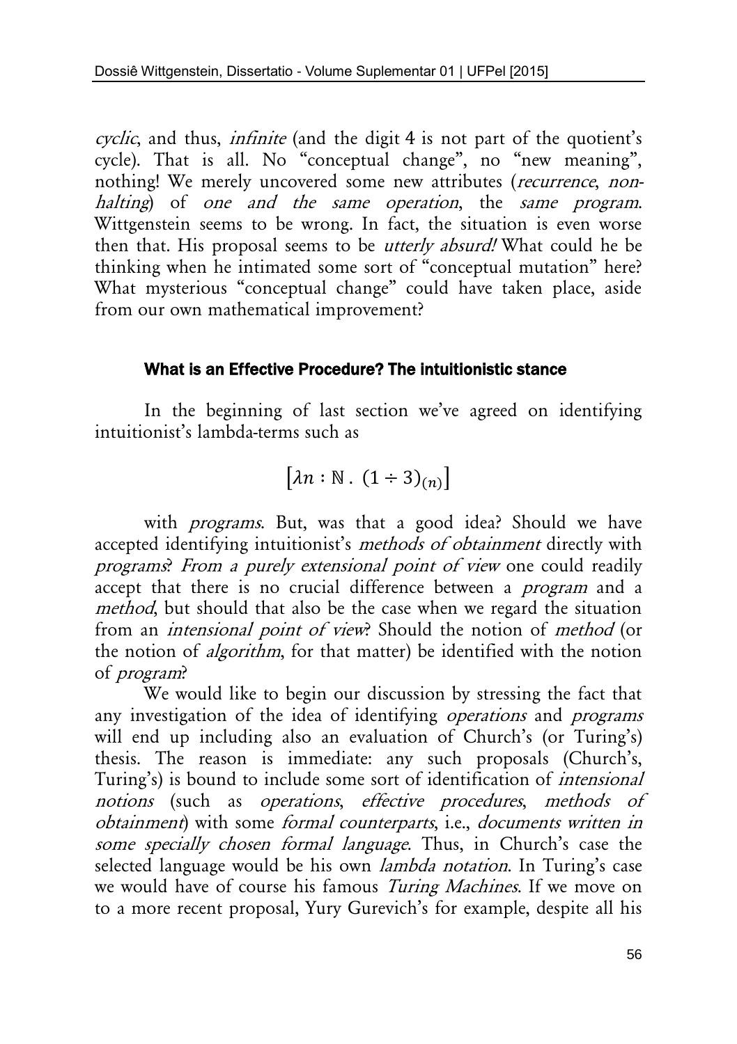*cyclic*, and thus, *infinite* (and the digit 4 is not part of the quotient's cycle). That is all. No "conceptual change", no "new meaning", nothing! We merely uncovered some new attributes (*recurrence*, *non-halting*) of *one and the same operation*, the *same program*. Wittgenstein seems to be wrong. In fact, the situation is even worse then that. His proposal seems to be *utterly absurd!* What could he be thinking when he intimated some sort of "conceptual mutation" here? What mysterious "conceptual change" could have taken place, aside from our own mathematical improvement?

## What is an Effective Procedure? The intuitionistic stance

In the beginning of last section we've agreed on identifying intuitionist's lambda-terms such as

$$\left[\lambda n : \mathbb{N}\,.\ (1 \div 3)_{(n)}\right]$$

with *programs*. But, was that a good idea? Should we have accepted identifying intuitionist's *methods of obtainment* directly with *programs*? *From a purely extensional point of view* one could readily accept that there is no crucial difference between a *program* and a *method*, but should that also be the case when we regard the situation from an *intensional point of view*? Should the notion of *method* (or the notion of *algorithm*, for that matter) be identified with the notion of *program*?

We would like to begin our discussion by stressing the fact that any investigation of the idea of identifying *operations* and *programs* will end up including also an evaluation of Church's (or Turing's) thesis. The reason is immediate: any such proposals (Church's, Turing's) is bound to include some sort of identification of *intensional notions* (such as *operations*, *effective procedures*, *methods of obtainment*) with some *formal counterparts*, i.e., *documents written in some specially chosen formal language*. Thus, in Church's case the selected language would be his own *lambda notation*. In Turing's case we would have of course his famous *Turing Machines*. If we move on to a more recent proposal, Yury Gurevich's for example, despite all his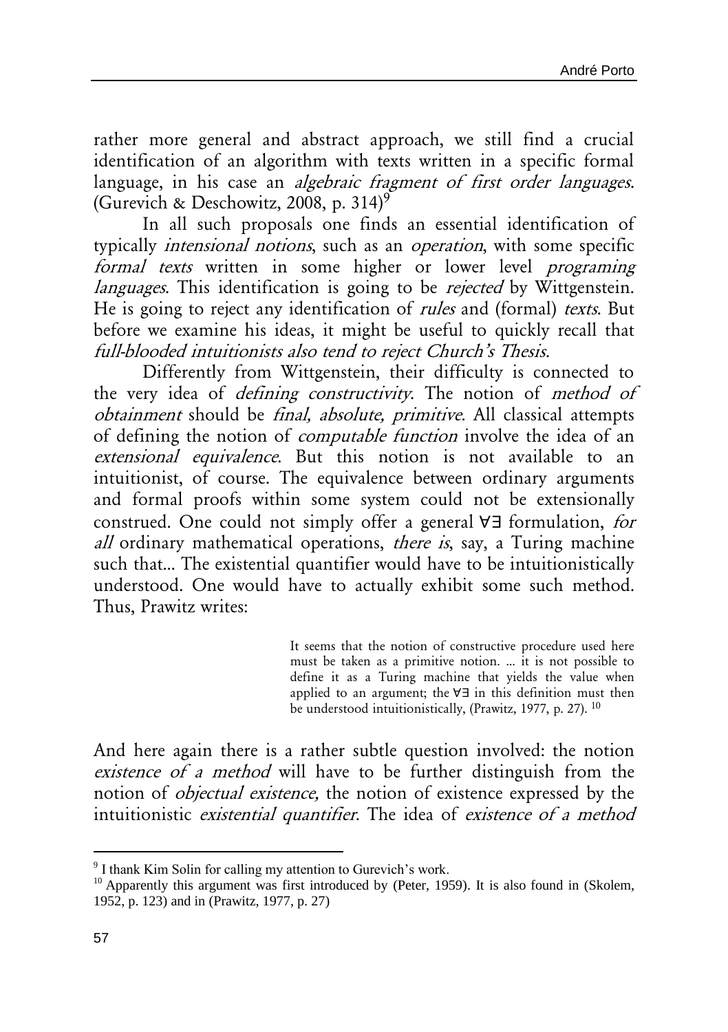rather more general and abstract approach, we still find a crucial identification of an algorithm with texts written in a specific formal language, in his case an *algebraic fragment of first order languages*. (Gurevich & Deschowitz, 2008, p. 314)[9]

In all such proposals one finds an essential identification of typically *intensional notions*, such as an *operation*, with some specific *formal texts* written in some higher or lower level *programing languages*. This identification is going to be *rejected* by Wittgenstein. He is going to reject any identification of *rules* and (formal) *texts*. But before we examine his ideas, it might be useful to quickly recall that *full-blooded intuitionists also tend to reject Church's Thesis*.

Differently from Wittgenstein, their difficulty is connected to the very idea of *defining constructivity*. The notion of *method of obtainment* should be *final, absolute, primitive*. All classical attempts of defining the notion of *computable function* involve the idea of an *extensional equivalence*. But this notion is not available to an intuitionist, of course. The equivalence between ordinary arguments and formal proofs within some system could not be extensionally construed. One could not simply offer a general $\forall\exists$ formulation, *for all* ordinary mathematical operations, *there is*, say, a Turing machine such that... The existential quantifier would have to be intuitionistically understood. One would have to actually exhibit some such method. Thus, Prawitz writes:

> It seems that the notion of constructive procedure used here must be taken as a primitive notion. ... it is not possible to define it as a Turing machine that yields the value when applied to an argument; the $\forall\exists$ in this definition must then be understood intuitionistically, (Prawitz, 1977, p. 27).[10]

And here again there is a rather subtle question involved: the notion *existence of a method* will have to be further distinguish from the notion of *objectual existence,* the notion of existence expressed by the intuitionistic *existential quantifier*. The idea of *existence of a method*

---

[9] I thank Kim Solin for calling my attention to Gurevich's work.

[10] Apparently this argument was first introduced by (Peter, 1959). It is also found in (Skolem, 1952, p. 123) and in (Prawitz, 1977, p. 27)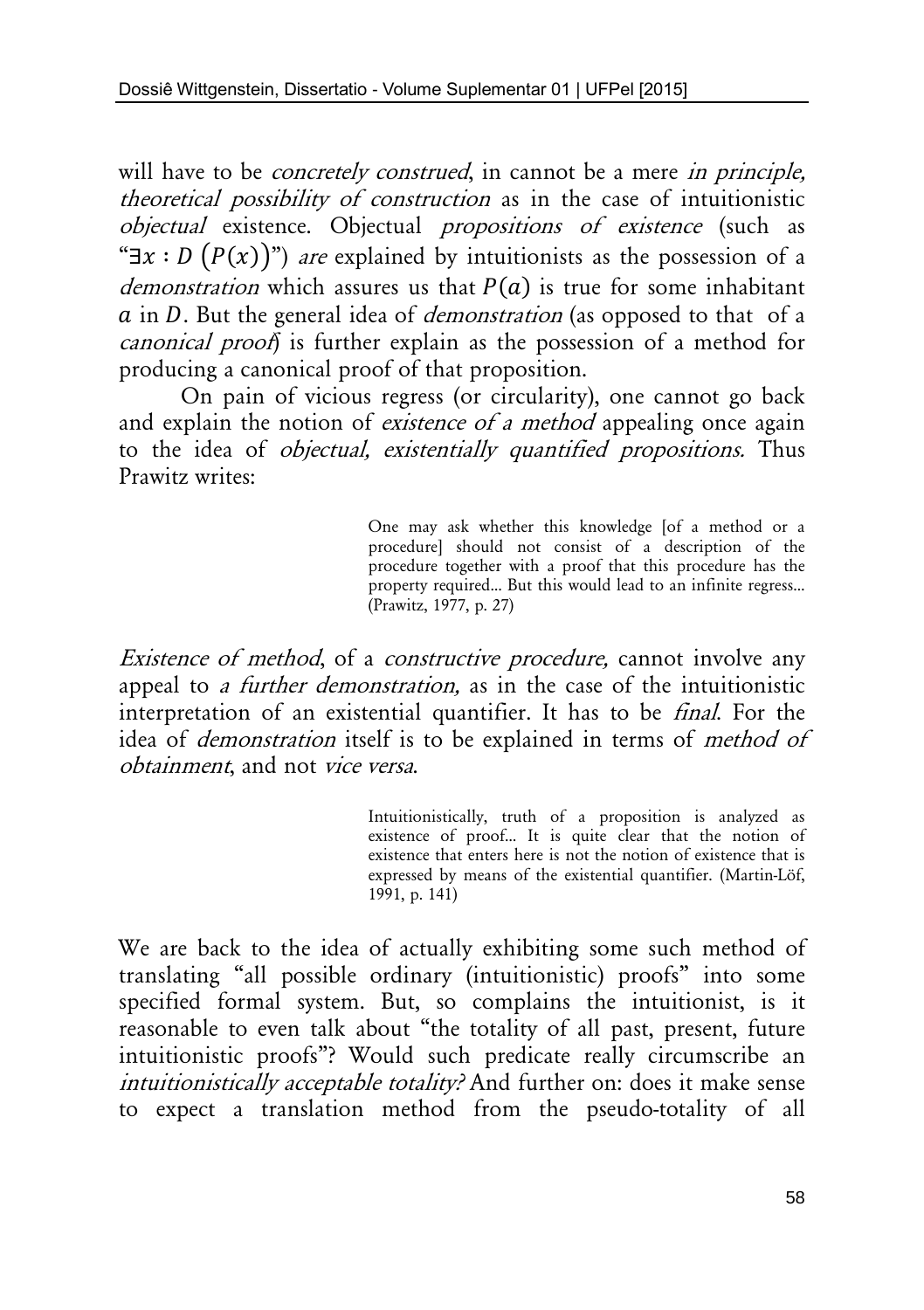will have to be *concretely construed*, in cannot be a mere *in principle, theoretical possibility of construction* as in the case of intuitionistic *objectual* existence. Objectual *propositions of existence* (such as "$\exists x : D\ (P(x))$") *are* explained by intuitionists as the possession of a *demonstration* which assures us that $P(a)$ is true for some inhabitant $a$ in $D$. But the general idea of *demonstration* (as opposed to that of a *canonical proof*) is further explain as the possession of a method for producing a canonical proof of that proposition.

On pain of vicious regress (or circularity), one cannot go back and explain the notion of *existence of a method* appealing once again to the idea of *objectual, existentially quantified propositions.* Thus Prawitz writes:

> One may ask whether this knowledge [of a method or a procedure] should not consist of a description of the procedure together with a proof that this procedure has the property required... But this would lead to an infinite regress... (Prawitz, 1977, p. 27)

*Existence of method*, of a *constructive procedure,* cannot involve any appeal to *a further demonstration,* as in the case of the intuitionistic interpretation of an existential quantifier. It has to be *final*. For the idea of *demonstration* itself is to be explained in terms of *method of obtainment*, and not *vice versa*.

> Intuitionistically, truth of a proposition is analyzed as existence of proof... It is quite clear that the notion of existence that enters here is not the notion of existence that is expressed by means of the existential quantifier. (Martin-Löf, 1991, p. 141)

We are back to the idea of actually exhibiting some such method of translating "all possible ordinary (intuitionistic) proofs" into some specified formal system. But, so complains the intuitionist, is it reasonable to even talk about "the totality of all past, present, future intuitionistic proofs"? Would such predicate really circumscribe an *intuitionistically acceptable totality?* And further on: does it make sense to expect a translation method from the pseudo-totality of all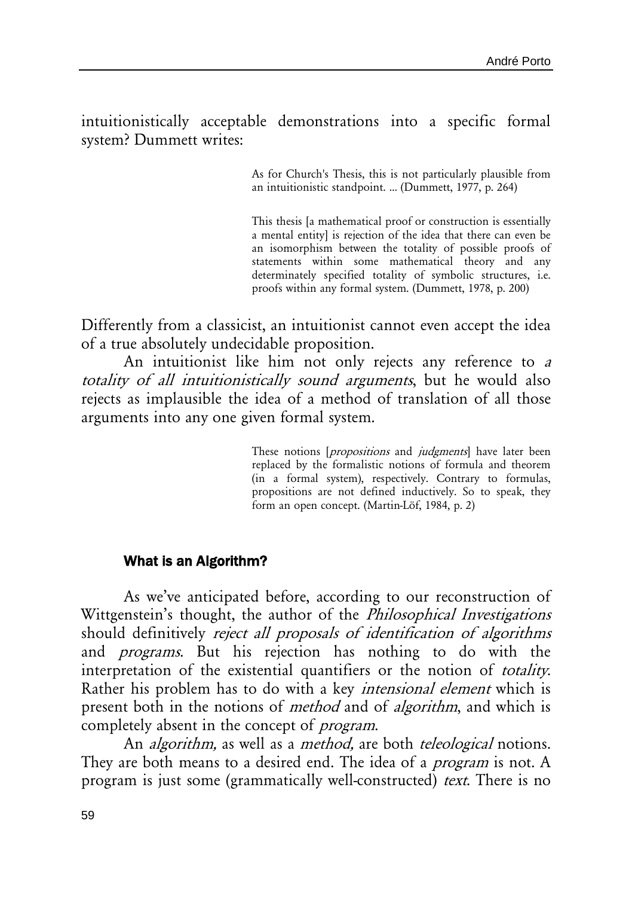intuitionistically acceptable demonstrations into a specific formal system? Dummett writes:

> As for Church's Thesis, this is not particularly plausible from an intuitionistic standpoint. ... (Dummett, 1977, p. 264)

> This thesis [a mathematical proof or construction is essentially a mental entity] is rejection of the idea that there can even be an isomorphism between the totality of possible proofs of statements within some mathematical theory and any determinately specified totality of symbolic structures, i.e. proofs within any formal system. (Dummett, 1978, p. 200)

Differently from a classicist, an intuitionist cannot even accept the idea of a true absolutely undecidable proposition.

An intuitionist like him not only rejects any reference to *a totality of all intuitionistically sound arguments*, but he would also rejects as implausible the idea of a method of translation of all those arguments into any one given formal system.

> These notions [*propositions* and *judgments*] have later been replaced by the formalistic notions of formula and theorem (in a formal system), respectively. Contrary to formulas, propositions are not defined inductively. So to speak, they form an open concept. (Martin-Löf, 1984, p. 2)

#### What is an Algorithm?

As we've anticipated before, according to our reconstruction of Wittgenstein's thought, the author of the *Philosophical Investigations* should definitively *reject all proposals of identification of algorithms* and *programs*. But his rejection has nothing to do with the interpretation of the existential quantifiers or the notion of *totality*. Rather his problem has to do with a key *intensional element* which is present both in the notions of *method* and of *algorithm*, and which is completely absent in the concept of *program*.

An *algorithm,* as well as a *method,* are both *teleological* notions. They are both means to a desired end. The idea of a *program* is not. A program is just some (grammatically well-constructed) *text*. There is no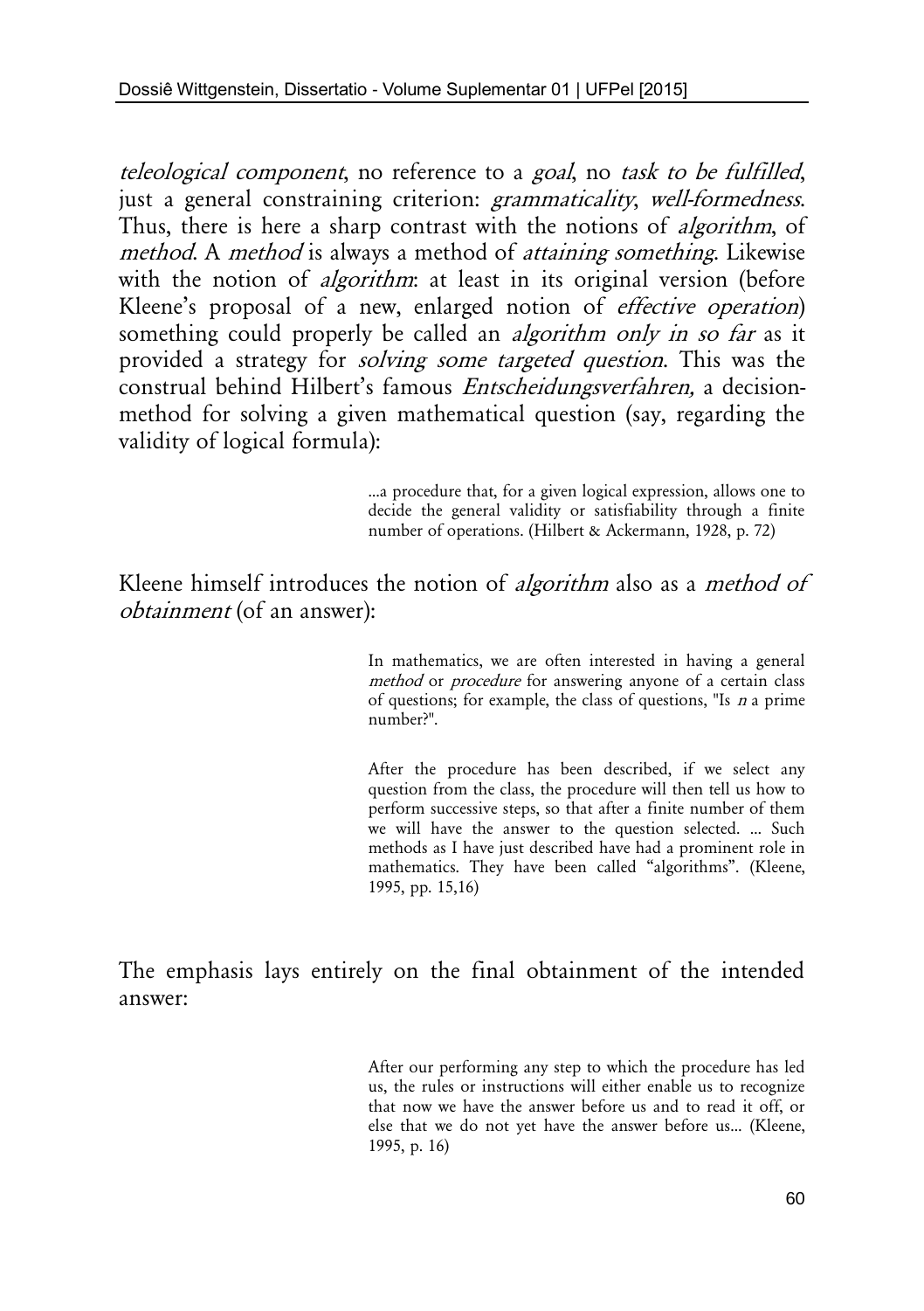*teleological component*, no reference to a *goal*, no *task to be fulfilled*, just a general constraining criterion: *grammaticality*, *well-formedness*. Thus, there is here a sharp contrast with the notions of *algorithm*, of *method*. A *method* is always a method of *attaining something*. Likewise with the notion of *algorithm*: at least in its original version (before Kleene's proposal of a new, enlarged notion of *effective operation*) something could properly be called an *algorithm only in so far* as it provided a strategy for *solving some targeted question*. This was the construal behind Hilbert's famous *Entscheidungsverfahren,* a decision-method for solving a given mathematical question (say, regarding the validity of logical formula):

> ...a procedure that, for a given logical expression, allows one to decide the general validity or satisfiability through a finite number of operations. (Hilbert & Ackermann, 1928, p. 72)

Kleene himself introduces the notion of *algorithm* also as a *method of obtainment* (of an answer):

> In mathematics, we are often interested in having a general *method* or *procedure* for answering anyone of a certain class of questions; for example, the class of questions, "Is *n* a prime number?".
>
> After the procedure has been described, if we select any question from the class, the procedure will then tell us how to perform successive steps, so that after a finite number of them we will have the answer to the question selected. ... Such methods as I have just described have had a prominent role in mathematics. They have been called "algorithms". (Kleene, 1995, pp. 15,16)

The emphasis lays entirely on the final obtainment of the intended answer:

> After our performing any step to which the procedure has led us, the rules or instructions will either enable us to recognize that now we have the answer before us and to read it off, or else that we do not yet have the answer before us... (Kleene, 1995, p. 16)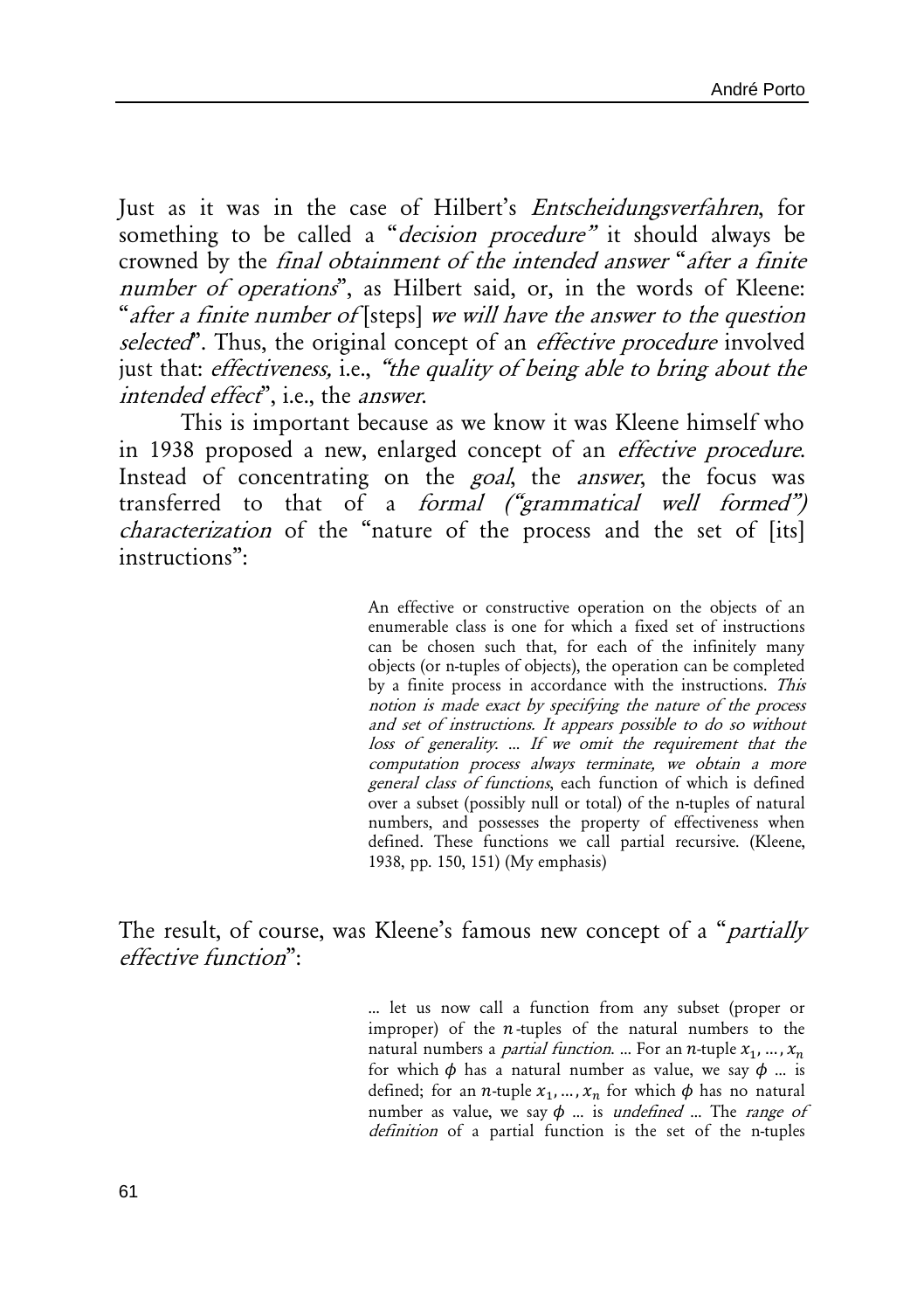Just as it was in the case of Hilbert's *Entscheidungsverfahren*, for something to be called a "*decision procedure"* it should always be crowned by the *final obtainment of the intended answer* "*after a finite number of operations*", as Hilbert said, or, in the words of Kleene: "*after a finite number of* [steps] *we will have the answer to the question selected*". Thus, the original concept of an *effective procedure* involved just that: *effectiveness,* i.e., *"the quality of being able to bring about the intended effect*", i.e., the *answer*.

This is important because as we know it was Kleene himself who in 1938 proposed a new, enlarged concept of an *effective procedure*. Instead of concentrating on the *goal*, the *answer*, the focus was transferred to that of a *formal ("grammatical well formed") characterization* of the "nature of the process and the set of [its] instructions":

> An effective or constructive operation on the objects of an enumerable class is one for which a fixed set of instructions can be chosen such that, for each of the infinitely many objects (or n-tuples of objects), the operation can be completed by a finite process in accordance with the instructions. *This notion is made exact by specifying the nature of the process and set of instructions. It appears possible to do so without loss of generality. ... If we omit the requirement that the computation process always terminate, we obtain a more general class of functions*, each function of which is defined over a subset (possibly null or total) of the n-tuples of natural numbers, and possesses the property of effectiveness when defined. These functions we call partial recursive. (Kleene, 1938, pp. 150, 151) (My emphasis)

The result, of course, was Kleene's famous new concept of a "*partially effective function*":

> ... let us now call a function from any subset (proper or improper) of the $n$-tuples of the natural numbers to the natural numbers a *partial function*. ... For an $n$-tuple $x_1, \ldots, x_n$ for which $\phi$ has a natural number as value, we say $\phi$ ... is defined; for an $n$-tuple $x_1, \ldots, x_n$ for which $\phi$ has no natural number as value, we say $\phi$ ... is *undefined* ... The *range of definition* of a partial function is the set of the n-tuples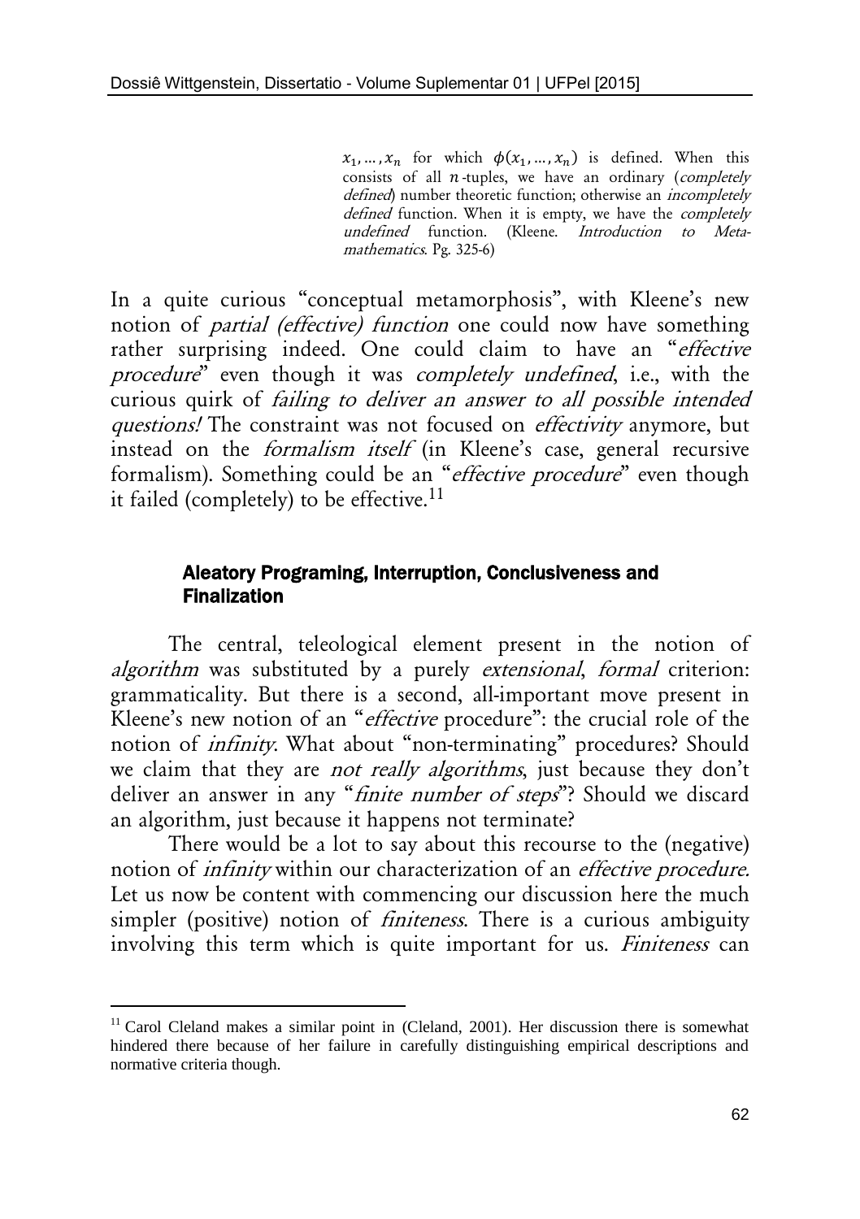> $x_1, \ldots, x_n$ for which $\phi(x_1, \ldots, x_n)$ is defined. When this consists of all $n$-tuples, we have an ordinary (*completely defined*) number theoretic function; otherwise an *incompletely defined* function. When it is empty, we have the *completely undefined* function. (Kleene. *Introduction to Meta-mathematics*. Pg. 325-6)

In a quite curious "conceptual metamorphosis", with Kleene's new notion of *partial (effective) function* one could now have something rather surprising indeed. One could claim to have an "*effective procedure*" even though it was *completely undefined*, i.e., with the curious quirk of *failing to deliver an answer to all possible intended questions!* The constraint was not focused on *effectivity* anymore, but instead on the *formalism itself* (in Kleene's case, general recursive formalism). Something could be an "*effective procedure*" even though it failed (completely) to be effective.[11]

### Aleatory Programing, Interruption, Conclusiveness and Finalization

The central, teleological element present in the notion of *algorithm* was substituted by a purely *extensional*, *formal* criterion: grammaticality. But there is a second, all-important move present in Kleene's new notion of an "*effective* procedure": the crucial role of the notion of *infinity*. What about "non-terminating" procedures? Should we claim that they are *not really algorithms*, just because they don't deliver an answer in any "*finite number of steps*"? Should we discard an algorithm, just because it happens not terminate?

There would be a lot to say about this recourse to the (negative) notion of *infinity* within our characterization of an *effective procedure*. Let us now be content with commencing our discussion here the much simpler (positive) notion of *finiteness*. There is a curious ambiguity involving this term which is quite important for us. *Finiteness* can

[11] Carol Cleland makes a similar point in (Cleland, 2001). Her discussion there is somewhat hindered there because of her failure in carefully distinguishing empirical descriptions and normative criteria though.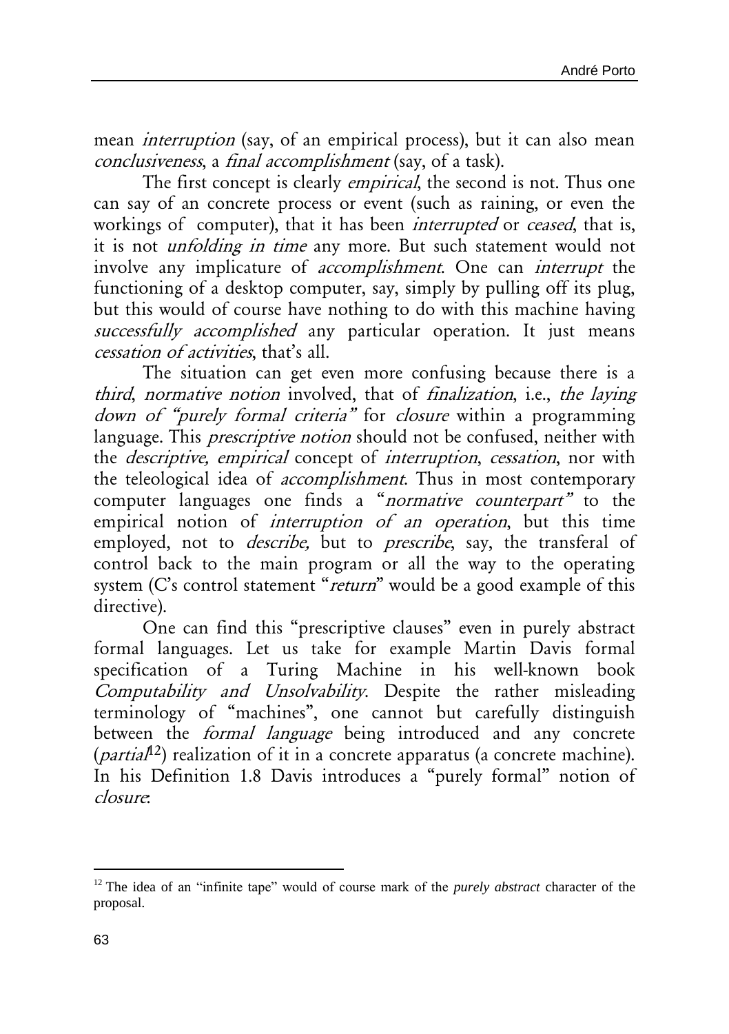mean *interruption* (say, of an empirical process), but it can also mean *conclusiveness*, a *final accomplishment* (say, of a task).

The first concept is clearly *empirical*, the second is not. Thus one can say of an concrete process or event (such as raining, or even the workings of computer), that it has been *interrupted* or *ceased*, that is, it is not *unfolding in time* any more. But such statement would not involve any implicature of *accomplishment*. One can *interrupt* the functioning of a desktop computer, say, simply by pulling off its plug, but this would of course have nothing to do with this machine having *successfully accomplished* any particular operation. It just means *cessation of activities*, that's all.

The situation can get even more confusing because there is a *third*, *normative notion* involved, that of *finalization*, i.e., *the laying down of "purely formal criteria"* for *closure* within a programming language. This *prescriptive notion* should not be confused, neither with the *descriptive, empirical* concept of *interruption*, *cessation*, nor with the teleological idea of *accomplishment*. Thus in most contemporary computer languages one finds a "*normative counterpart"* to the empirical notion of *interruption of an operation*, but this time employed, not to *describe,* but to *prescribe*, say, the transferal of control back to the main program or all the way to the operating system (C's control statement "*return*" would be a good example of this directive).

One can find this "prescriptive clauses" even in purely abstract formal languages. Let us take for example Martin Davis formal specification of a Turing Machine in his well-known book *Computability and Unsolvability*. Despite the rather misleading terminology of "machines", one cannot but carefully distinguish between the *formal language* being introduced and any concrete (*partial*[12]) realization of it in a concrete apparatus (a concrete machine). In his Definition 1.8 Davis introduces a "purely formal" notion of *closure*:

---

[12] The idea of an "infinite tape" would of course mark of the *purely abstract* character of the proposal.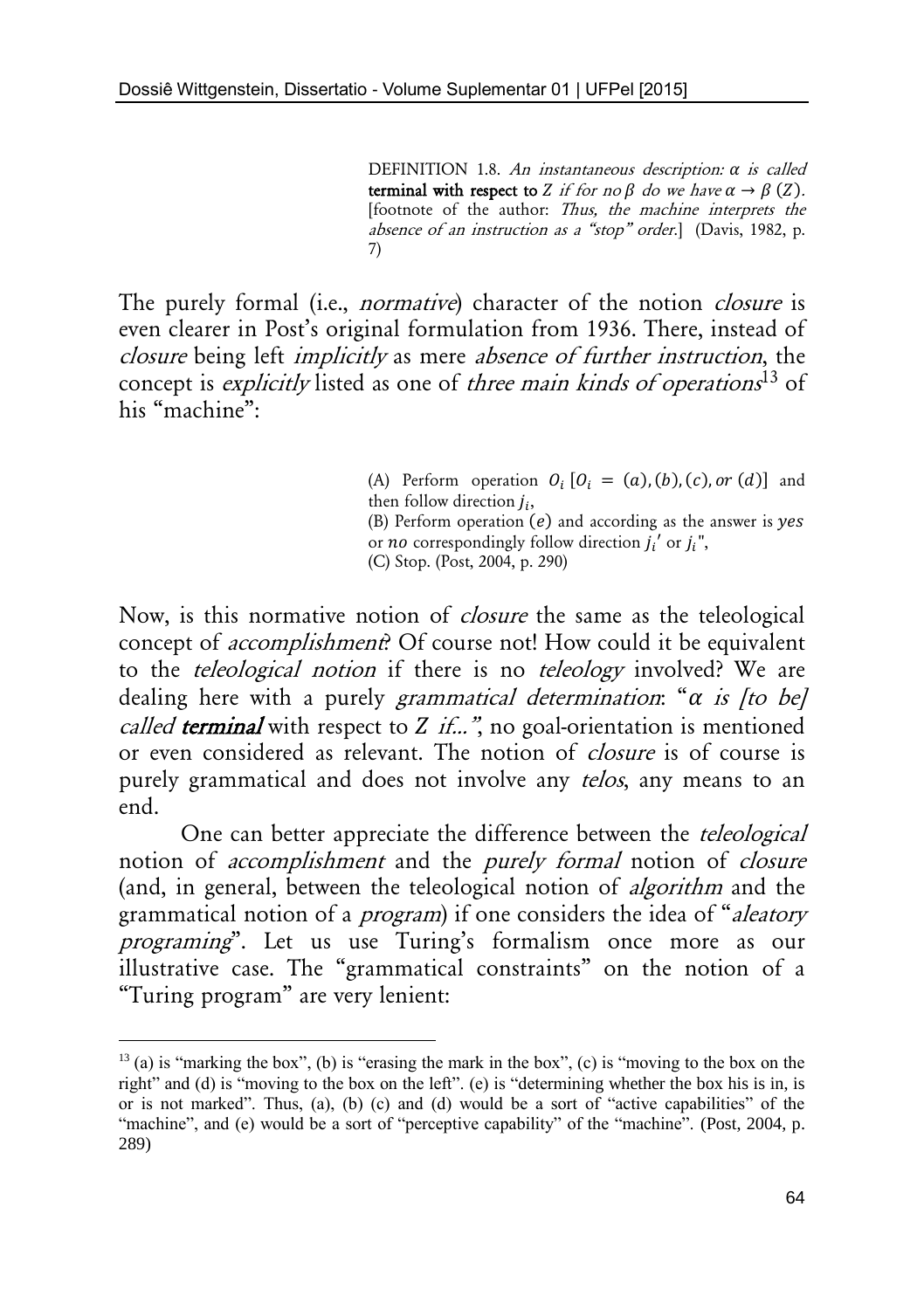> DEFINITION 1.8. *An instantaneous description: $\alpha$ is called* **terminal with respect to** *$Z$ if for no $\beta$ do we have $\alpha \rightarrow \beta$ $(Z)$.* [footnote of the author: *Thus, the machine interprets the absence of an instruction as a "stop" order.*] (Davis, 1982, p. 7)

The purely formal (i.e., *normative*) character of the notion *closure* is even clearer in Post's original formulation from 1936. There, instead of *closure* being left *implicitly* as mere *absence of further instruction*, the concept is *explicitly* listed as one of *three main kinds of operations*[13] of his "machine":

> (A) Perform operation $O_i$ $[O_i = (a), (b), (c), or\ (d)]$ and then follow direction $j_i$,
> (B) Perform operation $(e)$ and according as the answer is $yes$ or $no$ correspondingly follow direction $j_i{}'$ or $j_i{}''$,
> (C) Stop. (Post, 2004, p. 290)

Now, is this normative notion of *closure* the same as the teleological concept of *accomplishment*? Of course not! How could it be equivalent to the *teleological notion* if there is no *teleology* involved? We are dealing here with a purely *grammatical determination*: "*$\alpha$ is [to be] called* ***terminal*** with respect to *$Z$ if...*", no goal-orientation is mentioned or even considered as relevant. The notion of *closure* is of course is purely grammatical and does not involve any *telos*, any means to an end.

One can better appreciate the difference between the *teleological* notion of *accomplishment* and the *purely formal* notion of *closure* (and, in general, between the teleological notion of *algorithm* and the grammatical notion of a *program*) if one considers the idea of "*aleatory programing*". Let us use Turing's formalism once more as our illustrative case. The "grammatical constraints" on the notion of a "Turing program" are very lenient:

---

[13] (a) is "marking the box", (b) is "erasing the mark in the box", (c) is "moving to the box on the right" and (d) is "moving to the box on the left". (e) is "determining whether the box his is in, is or is not marked". Thus, (a), (b) (c) and (d) would be a sort of "active capabilities" of the "machine", and (e) would be a sort of "perceptive capability" of the "machine". (Post, 2004, p. 289)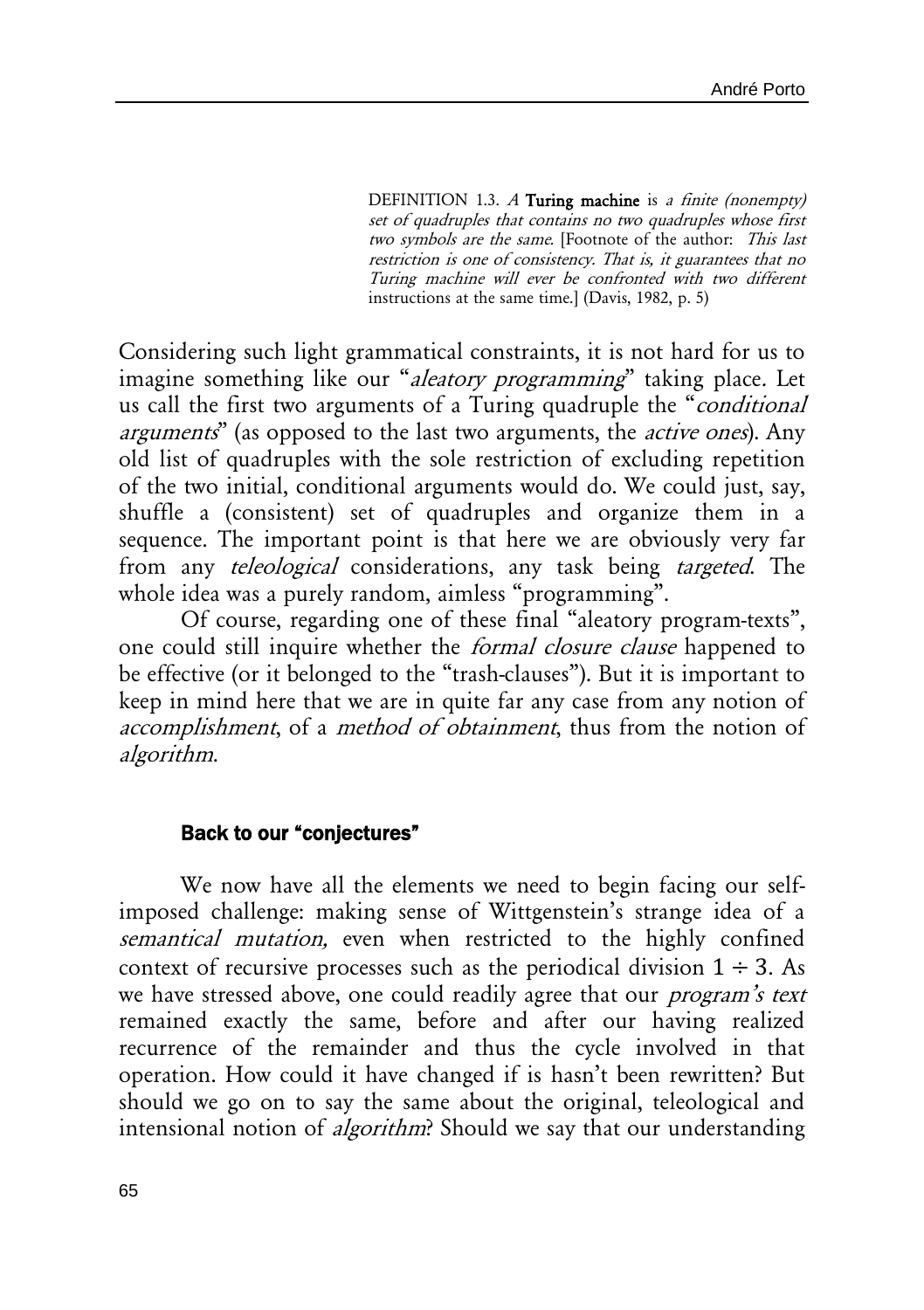> DEFINITION 1.3. *A* **Turing machine** is *a finite (nonempty) set of quadruples that contains no two quadruples whose first two symbols are the same.* [Footnote of the author: *This last restriction is one of consistency. That is, it guarantees that no Turing machine will ever be confronted with two different* instructions at the same time.] (Davis, 1982, p. 5)

Considering such light grammatical constraints, it is not hard for us to imagine something like our "*aleatory programming*" taking place. Let us call the first two arguments of a Turing quadruple the "*conditional arguments*" (as opposed to the last two arguments, the *active ones*). Any old list of quadruples with the sole restriction of excluding repetition of the two initial, conditional arguments would do. We could just, say, shuffle a (consistent) set of quadruples and organize them in a sequence. The important point is that here we are obviously very far from any *teleological* considerations, any task being *targeted*. The whole idea was a purely random, aimless "programming".

Of course, regarding one of these final "aleatory program-texts", one could still inquire whether the *formal closure clause* happened to be effective (or it belonged to the "trash-clauses"). But it is important to keep in mind here that we are in quite far any case from any notion of *accomplishment*, of a *method of obtainment*, thus from the notion of *algorithm*.

### Back to our "conjectures"

We now have all the elements we need to begin facing our self-imposed challenge: making sense of Wittgenstein's strange idea of a *semantical mutation,* even when restricted to the highly confined context of recursive processes such as the periodical division $1 \div 3$. As we have stressed above, one could readily agree that our *program's text* remained exactly the same, before and after our having realized recurrence of the remainder and thus the cycle involved in that operation. How could it have changed if is hasn't been rewritten? But should we go on to say the same about the original, teleological and intensional notion of *algorithm*? Should we say that our understanding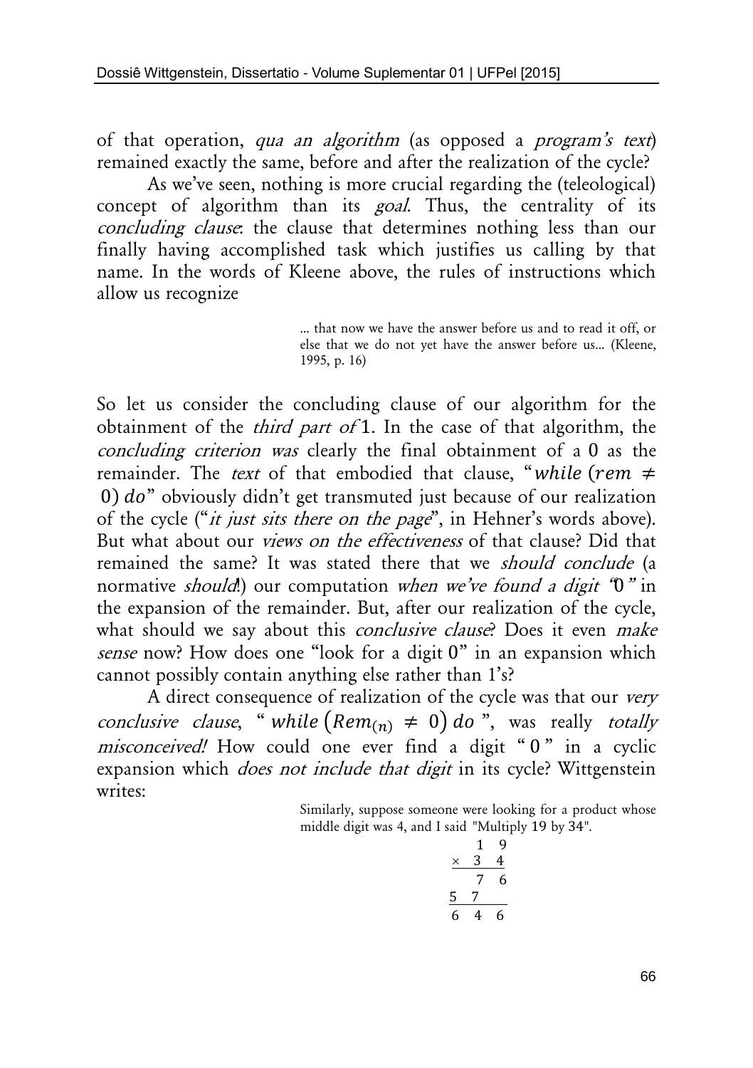of that operation, *qua an algorithm* (as opposed a *program's text*) remained exactly the same, before and after the realization of the cycle?

As we've seen, nothing is more crucial regarding the (teleological) concept of algorithm than its *goal*. Thus, the centrality of its *concluding clause*: the clause that determines nothing less than our finally having accomplished task which justifies us calling by that name. In the words of Kleene above, the rules of instructions which allow us recognize

> ... that now we have the answer before us and to read it off, or else that we do not yet have the answer before us... (Kleene, 1995, p. 16)

So let us consider the concluding clause of our algorithm for the obtainment of the *third part of* 1. In the case of that algorithm, the *concluding criterion was* clearly the final obtainment of a 0 as the remainder. The *text* of that embodied that clause, "$while\ (rem \neq 0)\ do$" obviously didn't get transmuted just because of our realization of the cycle ("*it just sits there on the page*", in Hehner's words above). But what about our *views on the effectiveness* of that clause? Did that remained the same? It was stated there that we *should conclude* (a normative *should*!) our computation *when we've found a digit "0"* in the expansion of the remainder. But, after our realization of the cycle, what should we say about this *conclusive clause*? Does it even *make sense* now? How does one "look for a digit 0" in an expansion which cannot possibly contain anything else rather than 1's?

A direct consequence of realization of the cycle was that our *very conclusive clause*, "$while\ (Rem_{(n)} \neq 0)\ do$", was really *totally misconceived!* How could one ever find a digit "0" in a cyclic expansion which *does not include that digit* in its cycle? Wittgenstein writes:

> Similarly, suppose someone were looking for a product whose middle digit was 4, and I said "Multiply 19 by 34".
>
> $$\begin{array}{r} 1\ 9 \\ \times\ 3\ 4 \\ \hline 7\ 6 \\ 5\ 7\phantom{\ 6} \\ \hline 6\ 4\ 6 \end{array}$$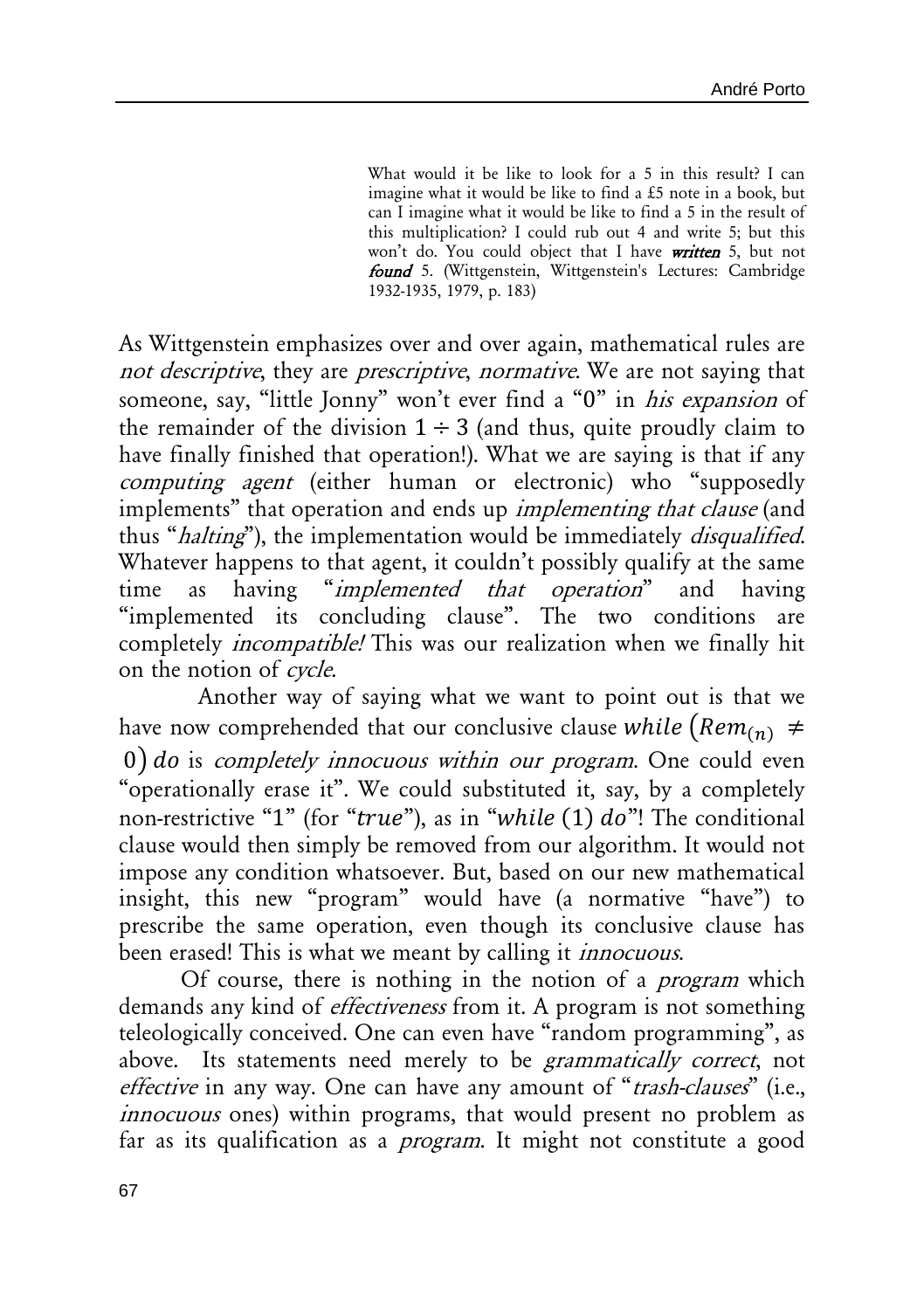> What would it be like to look for a 5 in this result? I can imagine what it would be like to find a £5 note in a book, but can I imagine what it would be like to find a 5 in the result of this multiplication? I could rub out 4 and write 5; but this won't do. You could object that I have ***written*** 5, but not ***found*** 5. (Wittgenstein, Wittgenstein's Lectures: Cambridge 1932-1935, 1979, p. 183)

As Wittgenstein emphasizes over and over again, mathematical rules are *not descriptive*, they are *prescriptive*, *normative*. We are not saying that someone, say, "little Jonny" won't ever find a "0" in *his expansion* of the remainder of the division $1 \div 3$ (and thus, quite proudly claim to have finally finished that operation!). What we are saying is that if any *computing agent* (either human or electronic) who "supposedly implements" that operation and ends up *implementing that clause* (and thus "*halting*"), the implementation would be immediately *disqualified*. Whatever happens to that agent, it couldn't possibly qualify at the same time as having "*implemented that operation*" and having "implemented its concluding clause". The two conditions are completely *incompatible!* This was our realization when we finally hit on the notion of *cycle*.

Another way of saying what we want to point out is that we have now comprehended that our conclusive clause $while\ (Rem_{(n)} \neq 0)\ do$ is *completely innocuous within our program*. One could even "operationally erase it". We could substituted it, say, by a completely non-restrictive "1" (for "$true$"), as in "$while\ (1)\ do$"! The conditional clause would then simply be removed from our algorithm. It would not impose any condition whatsoever. But, based on our new mathematical insight, this new "program" would have (a normative "have") to prescribe the same operation, even though its conclusive clause has been erased! This is what we meant by calling it *innocuous*.

Of course, there is nothing in the notion of a *program* which demands any kind of *effectiveness* from it. A program is not something teleologically conceived. One can even have "random programming", as above. Its statements need merely to be *grammatically correct*, not *effective* in any way. One can have any amount of "*trash-clauses*" (i.e., *innocuous* ones) within programs, that would present no problem as far as its qualification as a *program*. It might not constitute a good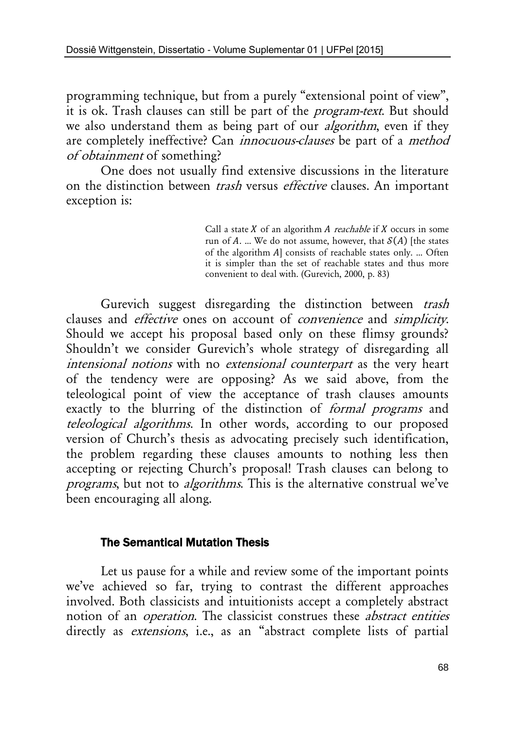programming technique, but from a purely "extensional point of view", it is ok. Trash clauses can still be part of the *program-text*. But should we also understand them as being part of our *algorithm*, even if they are completely ineffective? Can *innocuous-clauses* be part of a *method of obtainment* of something?

One does not usually find extensive discussions in the literature on the distinction between *trash* versus *effective* clauses. An important exception is:

> Call a state $X$ of an algorithm $A$ *reachable* if $X$ occurs in some run of $A$. ... We do not assume, however, that $S(A)$ [the states of the algorithm $A$] consists of reachable states only. ... Often it is simpler than the set of reachable states and thus more convenient to deal with. (Gurevich, 2000, p. 83)

Gurevich suggest disregarding the distinction between *trash* clauses and *effective* ones on account of *convenience* and *simplicity*. Should we accept his proposal based only on these flimsy grounds? Shouldn't we consider Gurevich's whole strategy of disregarding all *intensional notions* with no *extensional counterpart* as the very heart of the tendency were are opposing? As we said above, from the teleological point of view the acceptance of trash clauses amounts exactly to the blurring of the distinction of *formal programs* and *teleological algorithms*. In other words, according to our proposed version of Church's thesis as advocating precisely such identification, the problem regarding these clauses amounts to nothing less then accepting or rejecting Church's proposal! Trash clauses can belong to *programs*, but not to *algorithms*. This is the alternative construal we've been encouraging all along.

### The Semantical Mutation Thesis

Let us pause for a while and review some of the important points we've achieved so far, trying to contrast the different approaches involved. Both classicists and intuitionists accept a completely abstract notion of an *operation*. The classicist construes these *abstract entities* directly as *extensions*, i.e., as an "abstract complete lists of partial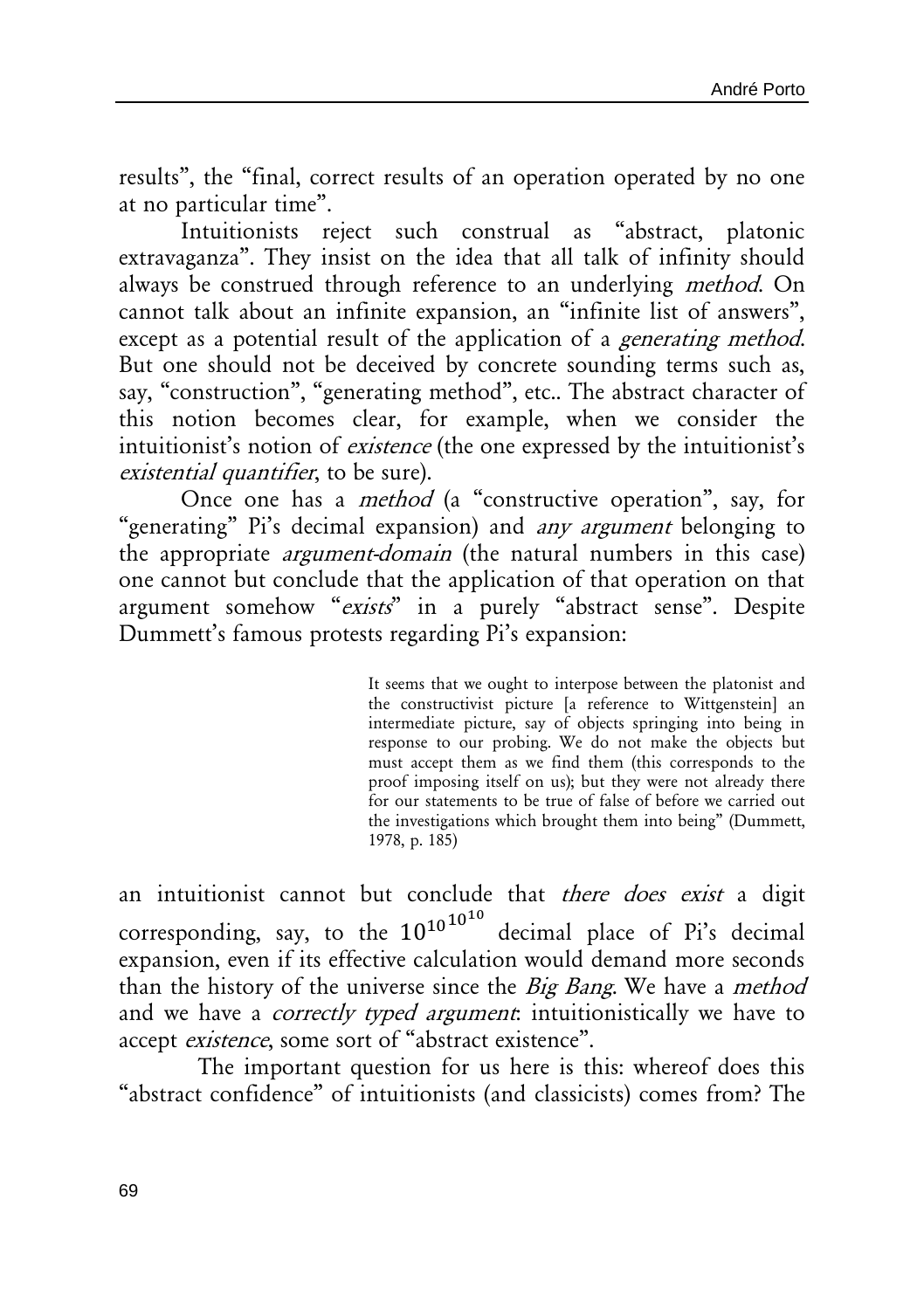results", the "final, correct results of an operation operated by no one at no particular time".

Intuitionists reject such construal as "abstract, platonic extravaganza". They insist on the idea that all talk of infinity should always be construed through reference to an underlying *method*. On cannot talk about an infinite expansion, an "infinite list of answers", except as a potential result of the application of a *generating method*. But one should not be deceived by concrete sounding terms such as, say, "construction", "generating method", etc.. The abstract character of this notion becomes clear, for example, when we consider the intuitionist's notion of *existence* (the one expressed by the intuitionist's *existential quantifier*, to be sure).

Once one has a *method* (a "constructive operation", say, for "generating" Pi's decimal expansion) and *any argument* belonging to the appropriate *argument-domain* (the natural numbers in this case) one cannot but conclude that the application of that operation on that argument somehow "*exists*" in a purely "abstract sense". Despite Dummett's famous protests regarding Pi's expansion:

> It seems that we ought to interpose between the platonist and the constructivist picture [a reference to Wittgenstein] an intermediate picture, say of objects springing into being in response to our probing. We do not make the objects but must accept them as we find them (this corresponds to the proof imposing itself on us); but they were not already there for our statements to be true of false of before we carried out the investigations which brought them into being" (Dummett, 1978, p. 185)

an intuitionist cannot but conclude that *there does exist* a digit corresponding, say, to the $10^{10^{10^{10}}}$ decimal place of Pi's decimal expansion, even if its effective calculation would demand more seconds than the history of the universe since the *Big Bang*. We have a *method* and we have a *correctly typed argument*: intuitionistically we have to accept *existence*, some sort of "abstract existence".

The important question for us here is this: whereof does this "abstract confidence" of intuitionists (and classicists) comes from? The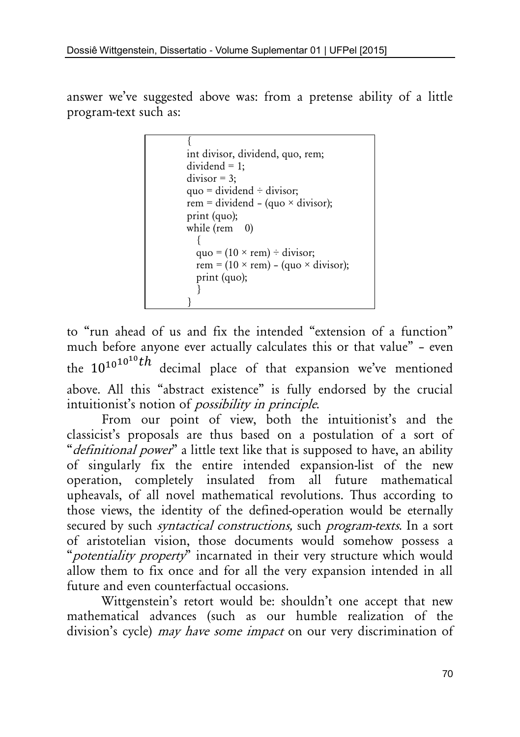answer we've suggested above was: from a pretense ability of a little program-text such as:

```
{
int divisor, dividend, quo, rem;
dividend = 1;
divisor = 3;
quo = dividend ÷ divisor;
rem = dividend – (quo × divisor);
print (quo);
while (rem    0)
  {
  quo = (10 × rem) ÷ divisor;
  rem = (10 × rem) – (quo × divisor);
  print (quo);
  }
}
```

to "run ahead of us and fix the intended "extension of a function" much before anyone ever actually calculates this or that value" – even the $10^{10^{10^{10}}}th$ decimal place of that expansion we've mentioned above. All this "abstract existence" is fully endorsed by the crucial intuitionist's notion of *possibility in principle*.

From our point of view, both the intuitionist's and the classicist's proposals are thus based on a postulation of a sort of "*definitional power*" a little text like that is supposed to have, an ability of singularly fix the entire intended expansion-list of the new operation, completely insulated from all future mathematical upheavals, of all novel mathematical revolutions. Thus according to those views, the identity of the defined-operation would be eternally secured by such *syntactical constructions,* such *program-texts*. In a sort of aristotelian vision, those documents would somehow possess a "*potentiality property*" incarnated in their very structure which would allow them to fix once and for all the very expansion intended in all future and even counterfactual occasions.

Wittgenstein's retort would be: shouldn't one accept that new mathematical advances (such as our humble realization of the division's cycle) *may have some impact* on our very discrimination of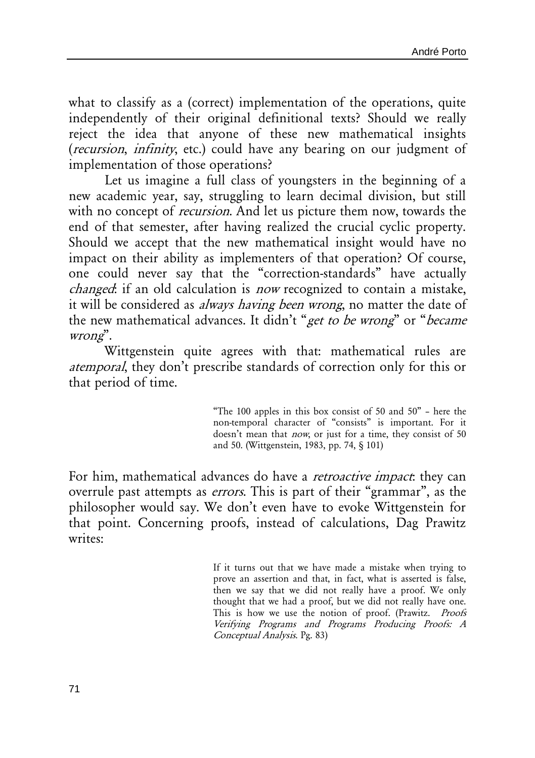what to classify as a (correct) implementation of the operations, quite independently of their original definitional texts? Should we really reject the idea that anyone of these new mathematical insights (*recursion*, *infinity*, etc.) could have any bearing on our judgment of implementation of those operations?

Let us imagine a full class of youngsters in the beginning of a new academic year, say, struggling to learn decimal division, but still with no concept of *recursion*. And let us picture them now, towards the end of that semester, after having realized the crucial cyclic property. Should we accept that the new mathematical insight would have no impact on their ability as implementers of that operation? Of course, one could never say that the "correction-standards" have actually *changed*: if an old calculation is *now* recognized to contain a mistake, it will be considered as *always having been wrong*, no matter the date of the new mathematical advances. It didn't "*get to be wrong*" or "*became wrong*".

Wittgenstein quite agrees with that: mathematical rules are *atemporal*, they don't prescribe standards of correction only for this or that period of time.

> "The 100 apples in this box consist of 50 and 50" – here the non-temporal character of "consists" is important. For it doesn't mean that *now*, or just for a time, they consist of 50 and 50. (Wittgenstein, 1983, pp. 74, § 101)

For him, mathematical advances do have a *retroactive impact*: they can overrule past attempts as *errors*. This is part of their "grammar", as the philosopher would say. We don't even have to evoke Wittgenstein for that point. Concerning proofs, instead of calculations, Dag Prawitz writes:

> If it turns out that we have made a mistake when trying to prove an assertion and that, in fact, what is asserted is false, then we say that we did not really have a proof. We only thought that we had a proof, but we did not really have one. This is how we use the notion of proof. (Prawitz. *Proofs Verifying Programs and Programs Producing Proofs: A Conceptual Analysis*. Pg. 83)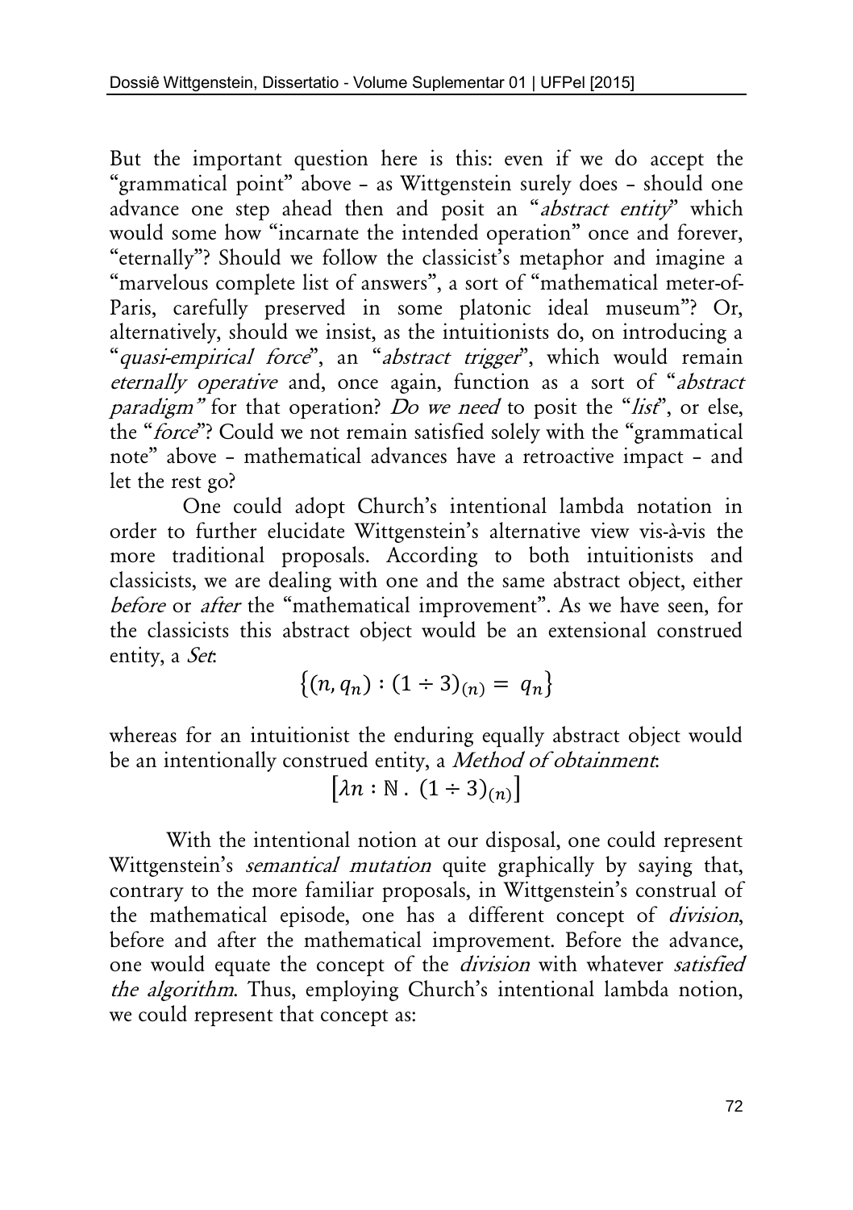But the important question here is this: even if we do accept the "grammatical point" above – as Wittgenstein surely does – should one advance one step ahead then and posit an "*abstract entity*" which would some how "incarnate the intended operation" once and forever, "eternally"? Should we follow the classicist's metaphor and imagine a "marvelous complete list of answers", a sort of "mathematical meter-of-Paris, carefully preserved in some platonic ideal museum"? Or, alternatively, should we insist, as the intuitionists do, on introducing a "*quasi-empirical force*", an "*abstract trigger*", which would remain *eternally operative* and, once again, function as a sort of "*abstract paradigm*" for that operation? *Do we need* to posit the "*list*", or else, the "*force*"? Could we not remain satisfied solely with the "grammatical note" above – mathematical advances have a retroactive impact – and let the rest go?

One could adopt Church's intentional lambda notation in order to further elucidate Wittgenstein's alternative view vis-à-vis the more traditional proposals. According to both intuitionists and classicists, we are dealing with one and the same abstract object, either *before* or *after* the "mathematical improvement". As we have seen, for the classicists this abstract object would be an extensional construed entity, a *Set*:

$$\{(n, q_n) : (1 \div 3)_{(n)} = q_n\}$$

whereas for an intuitionist the enduring equally abstract object would be an intentionally construed entity, a *Method of obtainment*:

$$[\lambda n : \mathbb{N} \,.\, (1 \div 3)_{(n)}]$$

With the intentional notion at our disposal, one could represent Wittgenstein's *semantical mutation* quite graphically by saying that, contrary to the more familiar proposals, in Wittgenstein's construal of the mathematical episode, one has a different concept of *division*, before and after the mathematical improvement. Before the advance, one would equate the concept of the *division* with whatever *satisfied the algorithm*. Thus, employing Church's intentional lambda notion, we could represent that concept as: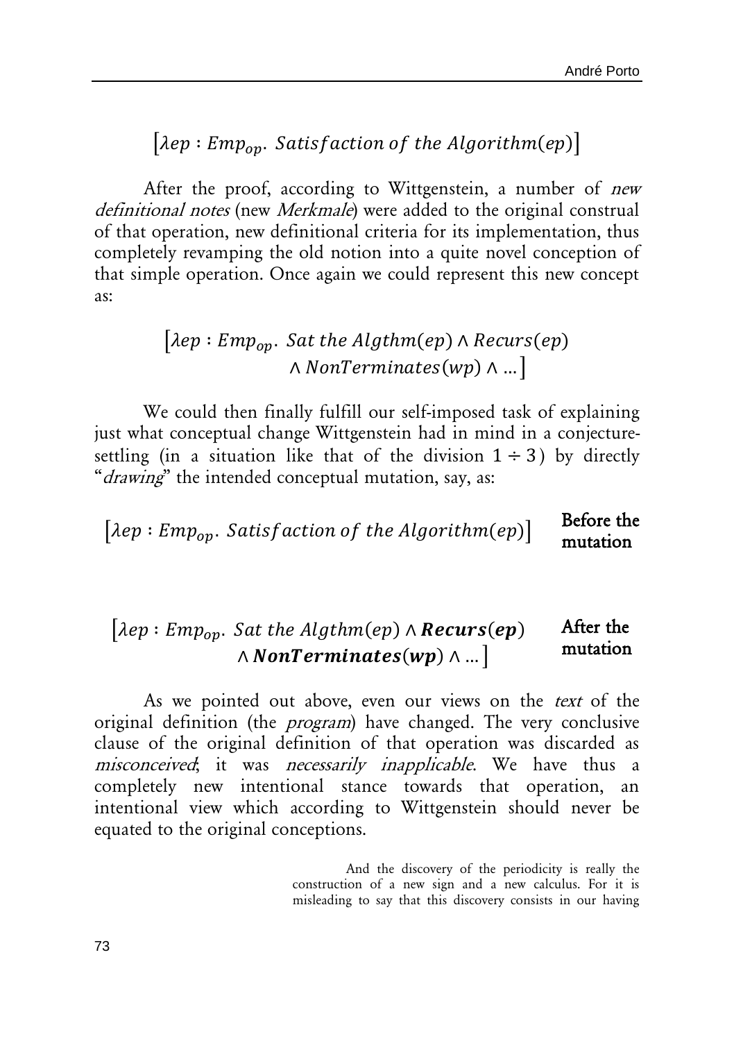$$[\lambda ep : Emp_{op}.\ Satisfaction\ of\ the\ Algorithm(ep)]$$

After the proof, according to Wittgenstein, a number of *new definitional notes* (new *Merkmale*) were added to the original construal of that operation, new definitional criteria for its implementation, thus completely revamping the old notion into a quite novel conception of that simple operation. Once again we could represent this new concept as:

$$[\lambda ep : Emp_{op}.\ Sat\ the\ Algthm(ep) \wedge Recurs(ep) \\ \wedge NonTerminates(wp) \wedge \ldots]$$

We could then finally fulfill our self-imposed task of explaining just what conceptual change Wittgenstein had in mind in a conjecture-settling (in a situation like that of the division $1 \div 3$) by directly "*drawing*" the intended conceptual mutation, say, as:

$$[\lambda ep : Emp_{op}.\ Satisfaction\ of\ the\ Algorithm(ep)]$$ **Before the mutation**

$$[\lambda ep : Emp_{op}.\ Sat\ the\ Algthm(ep) \wedge \boldsymbol{Recurs(ep)} \\ \wedge \boldsymbol{NonTerminates(wp)} \wedge \ldots]$$ **After the mutation**

As we pointed out above, even our views on the *text* of the original definition (the *program*) have changed. The very conclusive clause of the original definition of that operation was discarded as *misconceived*; it was *necessarily inapplicable*. We have thus a completely new intentional stance towards that operation, an intentional view which according to Wittgenstein should never be equated to the original conceptions.

> And the discovery of the periodicity is really the construction of a new sign and a new calculus. For it is misleading to say that this discovery consists in our having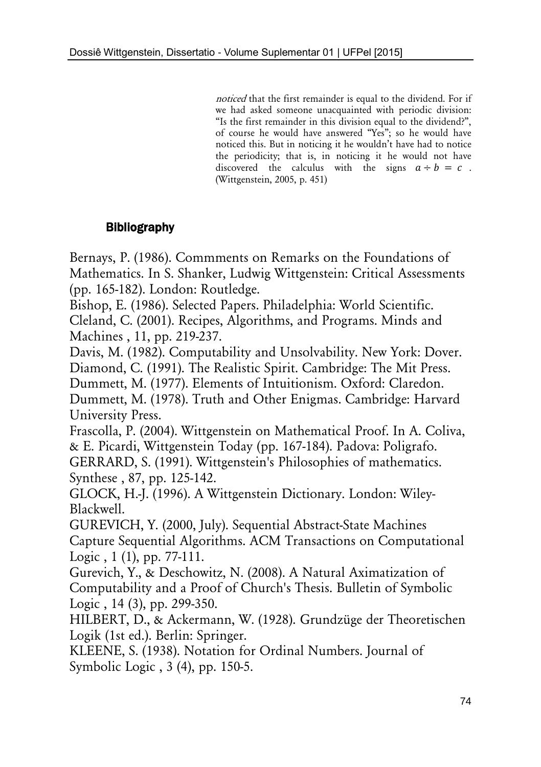> *noticed* that the first remainder is equal to the dividend. For if we had asked someone unacquainted with periodic division: "Is the first remainder in this division equal to the dividend?", of course he would have answered "Yes"; so he would have noticed this. But in noticing it he wouldn't have had to notice the periodicity; that is, in noticing it he would not have discovered the calculus with the signs $a \div b = c$ . (Wittgenstein, 2005, p. 451)

## Bibliography

Bernays, P. (1986). Commments on Remarks on the Foundations of Mathematics. In S. Shanker, Ludwig Wittgenstein: Critical Assessments (pp. 165-182). London: Routledge.

Bishop, E. (1986). Selected Papers. Philadelphia: World Scientific.

Cleland, C. (2001). Recipes, Algorithms, and Programs. Minds and Machines , 11, pp. 219-237.

Davis, M. (1982). Computability and Unsolvability. New York: Dover.

Diamond, C. (1991). The Realistic Spirit. Cambridge: The Mit Press.

Dummett, M. (1977). Elements of Intuitionism. Oxford: Claredon.

Dummett, M. (1978). Truth and Other Enigmas. Cambridge: Harvard University Press.

Frascolla, P. (2004). Wittgenstein on Mathematical Proof. In A. Coliva, & E. Picardi, Wittgenstein Today (pp. 167-184). Padova: Poligrafo.

GERRARD, S. (1991). Wittgenstein's Philosophies of mathematics. Synthese , 87, pp. 125-142.

GLOCK, H.-J. (1996). A Wittgenstein Dictionary. London: Wiley-Blackwell.

GUREVICH, Y. (2000, July). Sequential Abstract-State Machines Capture Sequential Algorithms. ACM Transactions on Computational Logic , 1 (1), pp. 77-111.

Gurevich, Y., & Deschowitz, N. (2008). A Natural Aximatization of Computability and a Proof of Church's Thesis. Bulletin of Symbolic Logic , 14 (3), pp. 299-350.

HILBERT, D., & Ackermann, W. (1928). Grundzüge der Theoretischen Logik (1st ed.). Berlin: Springer.

KLEENE, S. (1938). Notation for Ordinal Numbers. Journal of Symbolic Logic , 3 (4), pp. 150-5.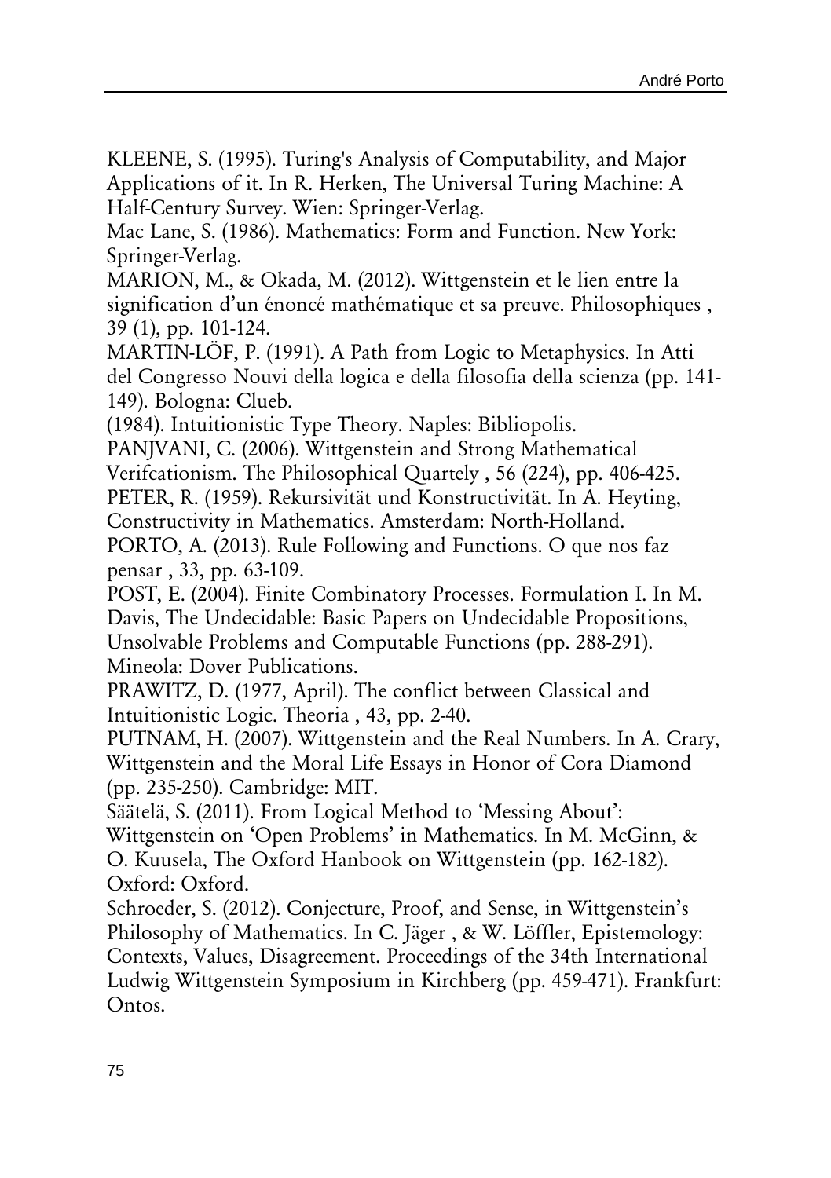KLEENE, S. (1995). Turing's Analysis of Computability, and Major Applications of it. In R. Herken, The Universal Turing Machine: A Half-Century Survey. Wien: Springer-Verlag.

Mac Lane, S. (1986). Mathematics: Form and Function. New York: Springer-Verlag.

MARION, M., & Okada, M. (2012). Wittgenstein et le lien entre la signification d'un énoncé mathématique et sa preuve. Philosophiques , 39 (1), pp. 101-124.

MARTIN-LÖF, P. (1991). A Path from Logic to Metaphysics. In Atti del Congresso Nouvi della logica e della filosofia della scienza (pp. 141-149). Bologna: Clueb.

(1984). Intuitionistic Type Theory. Naples: Bibliopolis.

PANJVANI, C. (2006). Wittgenstein and Strong Mathematical Verifcationism. The Philosophical Quartely , 56 (224), pp. 406-425.

PETER, R. (1959). Rekursivität und Konstructivität. In A. Heyting, Constructivity in Mathematics. Amsterdam: North-Holland.

PORTO, A. (2013). Rule Following and Functions. O que nos faz pensar , 33, pp. 63-109.

POST, E. (2004). Finite Combinatory Processes. Formulation I. In M. Davis, The Undecidable: Basic Papers on Undecidable Propositions, Unsolvable Problems and Computable Functions (pp. 288-291). Mineola: Dover Publications.

PRAWITZ, D. (1977, April). The conflict between Classical and Intuitionistic Logic. Theoria , 43, pp. 2-40.

PUTNAM, H. (2007). Wittgenstein and the Real Numbers. In A. Crary, Wittgenstein and the Moral Life Essays in Honor of Cora Diamond (pp. 235-250). Cambridge: MIT.

Säätelä, S. (2011). From Logical Method to 'Messing About': Wittgenstein on 'Open Problems' in Mathematics. In M. McGinn, & O. Kuusela, The Oxford Hanbook on Wittgenstein (pp. 162-182). Oxford: Oxford.

Schroeder, S. (2012). Conjecture, Proof, and Sense, in Wittgenstein's Philosophy of Mathematics. In C. Jäger , & W. Löffler, Epistemology: Contexts, Values, Disagreement. Proceedings of the 34th International Ludwig Wittgenstein Symposium in Kirchberg (pp. 459-471). Frankfurt: Ontos.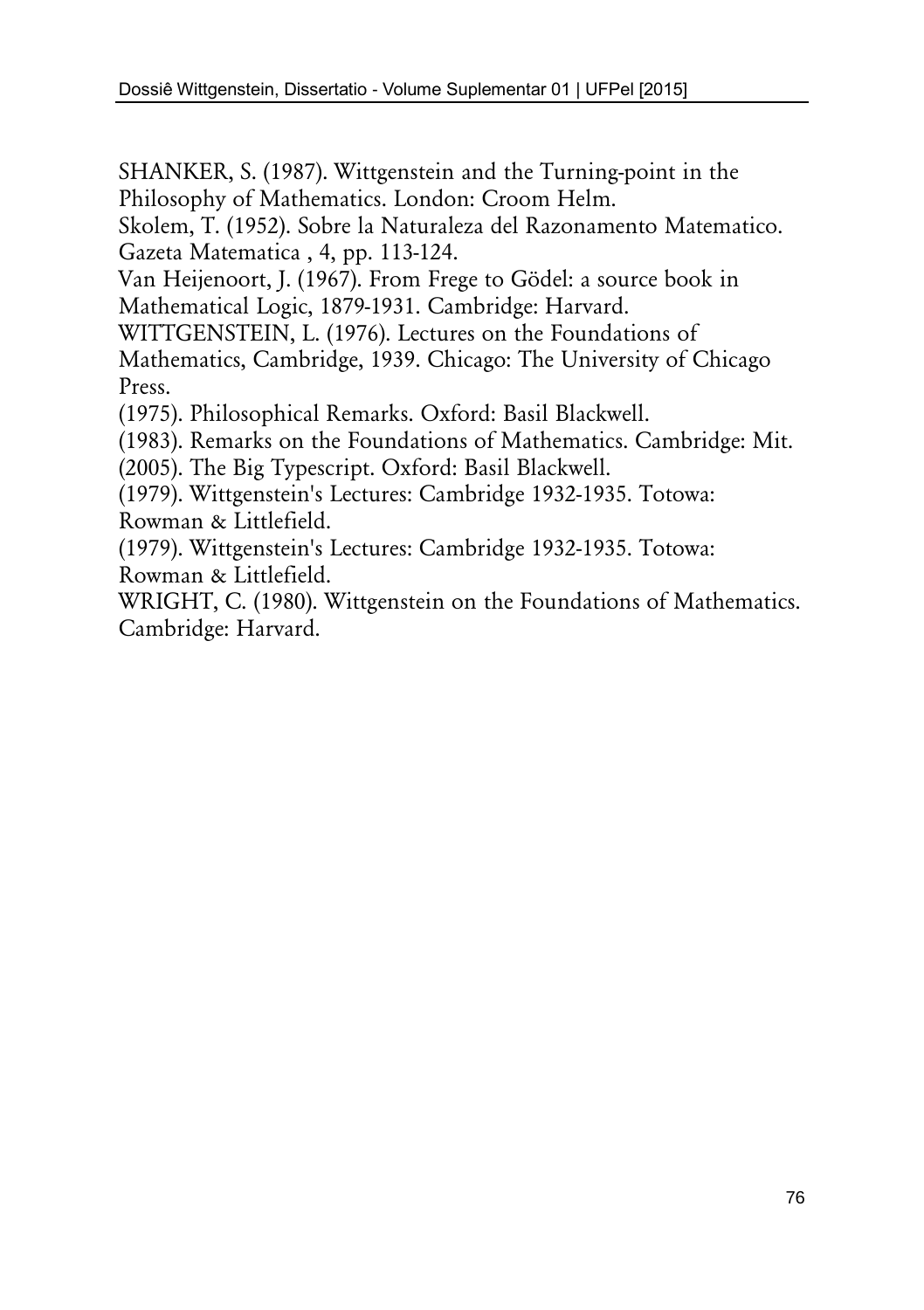SHANKER, S. (1987). Wittgenstein and the Turning-point in the Philosophy of Mathematics. London: Croom Helm.

Skolem, T. (1952). Sobre la Naturaleza del Razonamento Matematico. Gazeta Matematica , 4, pp. 113-124.

Van Heijenoort, J. (1967). From Frege to Gödel: a source book in Mathematical Logic, 1879-1931. Cambridge: Harvard.

WITTGENSTEIN, L. (1976). Lectures on the Foundations of Mathematics, Cambridge, 1939. Chicago: The University of Chicago Press.

(1975). Philosophical Remarks. Oxford: Basil Blackwell.

(1983). Remarks on the Foundations of Mathematics. Cambridge: Mit.

(2005). The Big Typescript. Oxford: Basil Blackwell.

(1979). Wittgenstein's Lectures: Cambridge 1932-1935. Totowa: Rowman & Littlefield.

(1979). Wittgenstein's Lectures: Cambridge 1932-1935. Totowa: Rowman & Littlefield.

WRIGHT, C. (1980). Wittgenstein on the Foundations of Mathematics. Cambridge: Harvard.